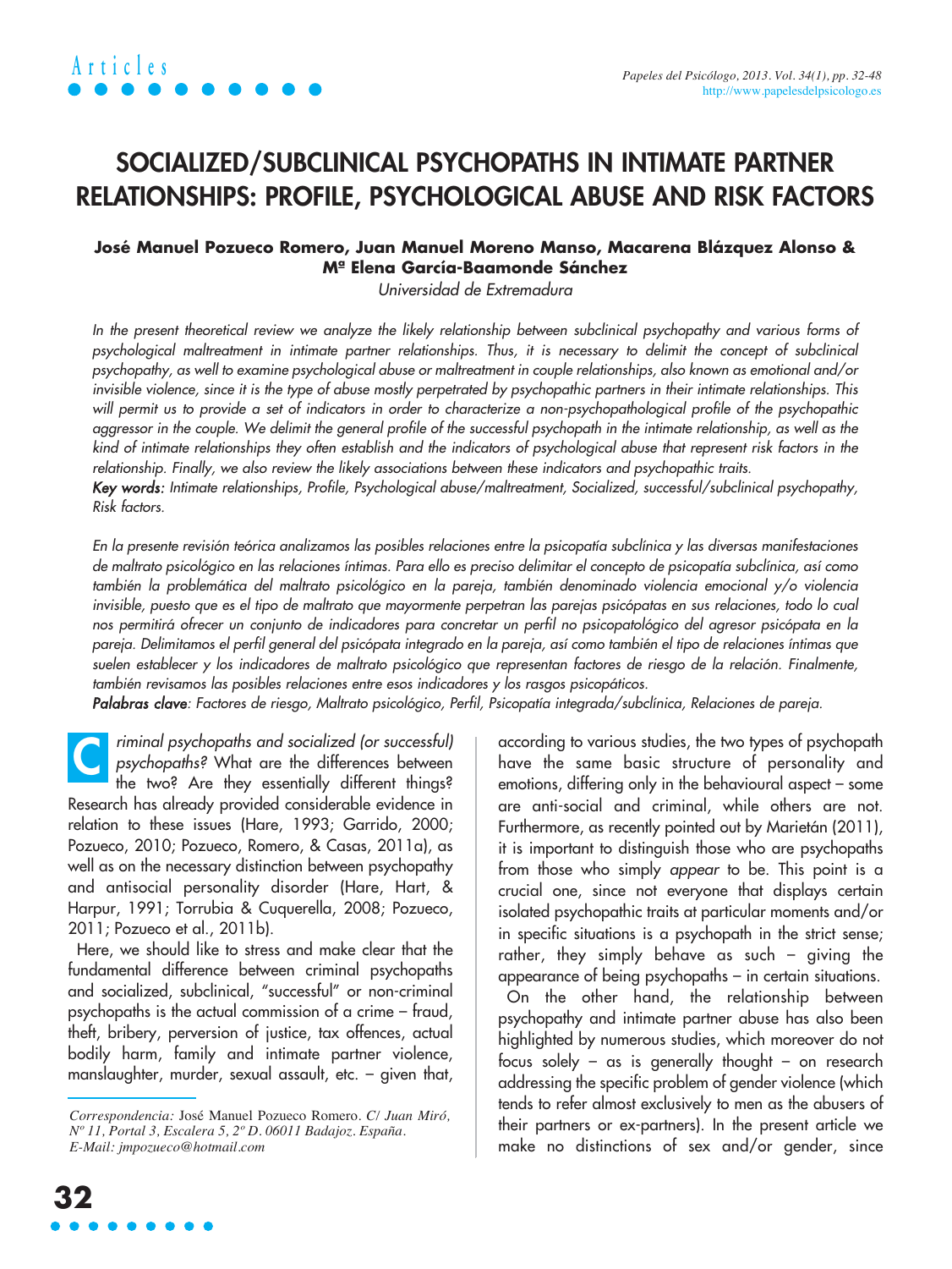# SOCIALIZED/SUBCLINICAL PSYCHOPATHS IN INTIMATE PARTNER RELATIONSHIPS: PROFILE, PSYCHOLOGICAL ABUSE AND RISK FACTORS

**José Manuel Pozueco Romero, Juan Manuel Moreno Manso, Macarena Blázquez Alonso & Mª Elena García-Baamonde Sánchez**

*Universidad de Extremadura*

*In the present theoretical review we analyze the likely relationship between subclinical psychopathy and various forms of psychological maltreatment in intimate partner relationships. Thus, it is necessary to delimit the concept of subclinical psychopathy, as well to examine psychological abuse or maltreatment in couple relationships, also known as emotional and/or invisible violence, since it is the type of abuse mostly perpetrated by psychopathic partners in their intimate relationships. This will permit us to provide a set of indicators in order to characterize a non-psychopathological profile of the psychopathic aggressor in the couple. We delimit the general profile of the successful psychopath in the intimate relationship, as well as the kind of intimate relationships they often establish and the indicators of psychological abuse that represent risk factors in the relationship. Finally, we also review the likely associations between these indicators and psychopathic traits.*

***Key words:*** *Intimate relationships, Profile, Psychological abuse/maltreatment, Socialized, successful/subclinical psychopathy, Risk factors.*

*En la presente revisión teórica analizamos las posibles relaciones entre la psicopatía subclínica y las diversas manifestaciones de maltrato psicológico en las relaciones íntimas. Para ello es preciso delimitar el concepto de psicopatía subclínica, así como también la problemática del maltrato psicológico en la pareja, también denominado violencia emocional y/o violencia invisible, puesto que es el tipo de maltrato que mayormente perpetran las parejas psicópatas en sus relaciones, todo lo cual nos permitirá ofrecer un conjunto de indicadores para concretar un perfil no psicopatológico del agresor psicópata en la pareja. Delimitamos el perfil general del psicópata integrado en la pareja, así como también el tipo de relaciones íntimas que suelen establecer y los indicadores de maltrato psicológico que representan factores de riesgo de la relación. Finalmente, también revisamos las posibles relaciones entre esos indicadores y los rasgos psicopáticos.*

***Palabras clave****: Factores de riesgo, Maltrato psicológico, Perfil, Psicopatía integrada/subclínica, Relaciones de pareja.*

*Criminal psychopaths and socialized (or successful) psychopaths? What are the differences between the two? Are they essentially different things?* Research has already provided considerable evidence in relation to these issues (Hare, 1993; Garrido, 2000; Pozueco, 2010; Pozueco, Romero, & Casas, 2011a), as well as on the necessary distinction between psychopathy and antisocial personality disorder (Hare, Hart, & Harpur, 1991; Torrubia & Cuquerella, 2008; Pozueco, 2011; Pozueco et al., 2011b).

Here, we should like to stress and make clear that the fundamental difference between criminal psychopaths and socialized, subclinical, "successful" or non-criminal psychopaths is the actual commission of a crime – fraud, theft, bribery, perversion of justice, tax offences, actual bodily harm, family and intimate partner violence, manslaughter, murder, sexual assault, etc. – given that, according to various studies, the two types of psychopath have the same basic structure of personality and emotions, differing only in the behavioural aspect – some are anti-social and criminal, while others are not. Furthermore, as recently pointed out by Marietán (2011), it is important to distinguish those who are psychopaths from those who simply *appear* to be. This point is a crucial one, since not everyone that displays certain isolated psychopathic traits at particular moments and/or in specific situations is a psychopath in the strict sense; rather, they simply behave as such – giving the appearance of being psychopaths – in certain situations.

On the other hand, the relationship between psychopathy and intimate partner abuse has also been highlighted by numerous studies, which moreover do not focus solely – as is generally thought – on research addressing the specific problem of gender violence (which tends to refer almost exclusively to men as the abusers of their partners or ex-partners). In the present article we make no distinctions of sex and/or gender, since

*Correspondencia:* José Manuel Pozueco Romero. *C/ Juan Miró, Nº 11, Portal 3, Escalera 5, 2º D. 06011 Badajoz. España. E-Mail: jmpozueco@hotmail.com*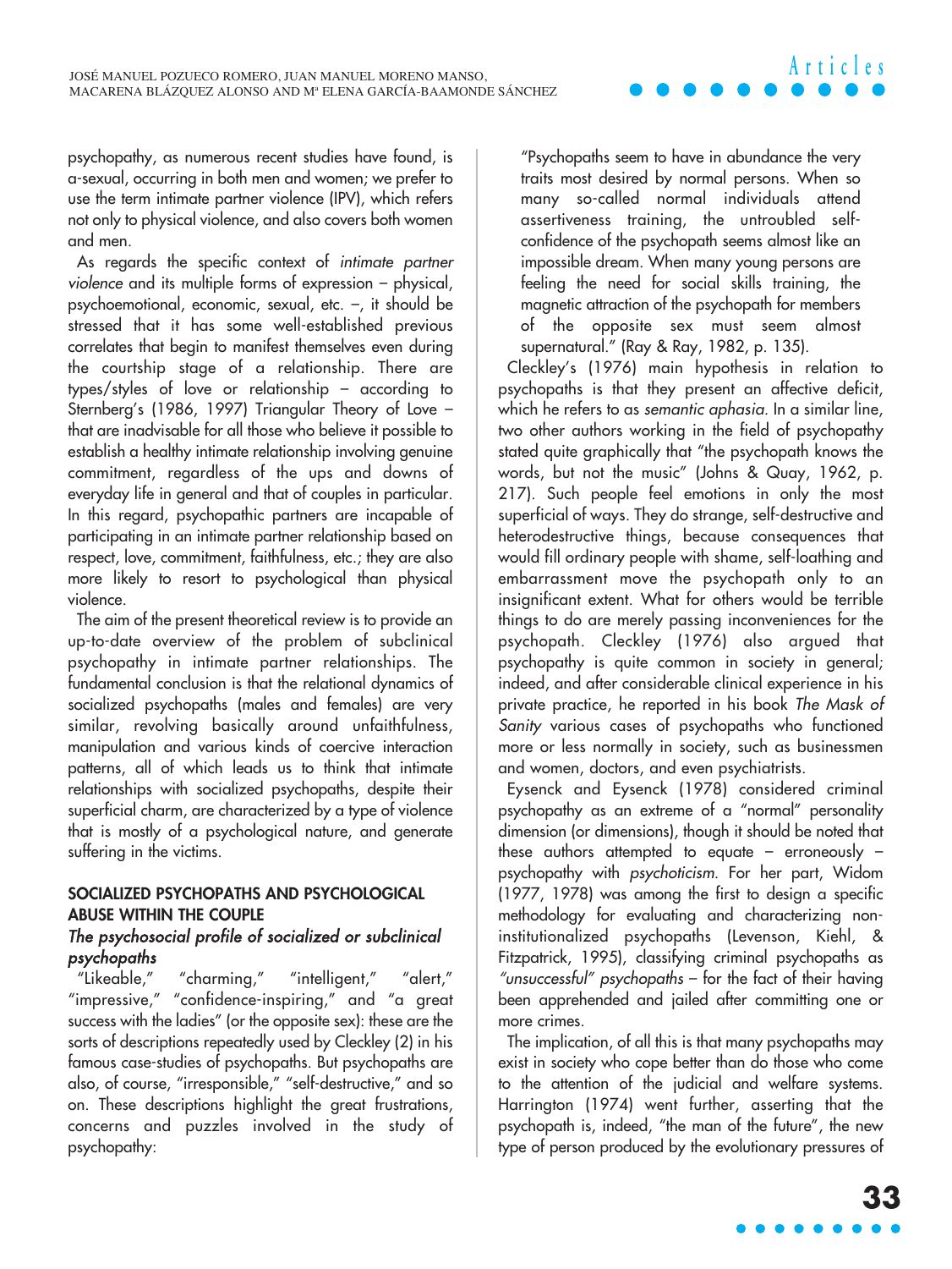psychopathy, as numerous recent studies have found, is a-sexual, occurring in both men and women; we prefer to use the term intimate partner violence (IPV), which refers not only to physical violence, and also covers both women and men.

As regards the specific context of *intimate partner violence* and its multiple forms of expression – physical, psychoemotional, economic, sexual, etc. –, it should be stressed that it has some well-established previous correlates that begin to manifest themselves even during the courtship stage of a relationship. There are types/styles of love or relationship – according to Sternberg's (1986, 1997) Triangular Theory of Love – that are inadvisable for all those who believe it possible to establish a healthy intimate relationship involving genuine commitment, regardless of the ups and downs of everyday life in general and that of couples in particular. In this regard, psychopathic partners are incapable of participating in an intimate partner relationship based on respect, love, commitment, faithfulness, etc.; they are also more likely to resort to psychological than physical violence.

The aim of the present theoretical review is to provide an up-to-date overview of the problem of subclinical psychopathy in intimate partner relationships. The fundamental conclusion is that the relational dynamics of socialized psychopaths (males and females) are very similar, revolving basically around unfaithfulness, manipulation and various kinds of coercive interaction patterns, all of which leads us to think that intimate relationships with socialized psychopaths, despite their superficial charm, are characterized by a type of violence that is mostly of a psychological nature, and generate suffering in the victims.

## SOCIALIZED PSYCHOPATHS AND PSYCHOLOGICAL ABUSE WITHIN THE COUPLE

### *The psychosocial profile of socialized or subclinical psychopaths*

"Likeable," "charming," "intelligent," "alert," "impressive," "confidence-inspiring," and "a great success with the ladies" (or the opposite sex): these are the sorts of descriptions repeatedly used by Cleckley (2) in his famous case-studies of psychopaths. But psychopaths are also, of course, "irresponsible," "self-destructive," and so on. These descriptions highlight the great frustrations, concerns and puzzles involved in the study of psychopathy:

> "Psychopaths seem to have in abundance the very traits most desired by normal persons. When so many so-called normal individuals attend assertiveness training, the untroubled self-confidence of the psychopath seems almost like an impossible dream. When many young persons are feeling the need for social skills training, the magnetic attraction of the psychopath for members of the opposite sex must seem almost supernatural." (Ray & Ray, 1982, p. 135).

Cleckley's (1976) main hypothesis in relation to psychopaths is that they present an affective deficit, which he refers to as *semantic aphasia*. In a similar line, two other authors working in the field of psychopathy stated quite graphically that "the psychopath knows the words, but not the music" (Johns & Quay, 1962, p. 217). Such people feel emotions in only the most superficial of ways. They do strange, self-destructive and heterodestructive things, because consequences that would fill ordinary people with shame, self-loathing and embarrassment move the psychopath only to an insignificant extent. What for others would be terrible things to do are merely passing inconveniences for the psychopath. Cleckley (1976) also argued that psychopathy is quite common in society in general; indeed, and after considerable clinical experience in his private practice, he reported in his book *The Mask of Sanity* various cases of psychopaths who functioned more or less normally in society, such as businessmen and women, doctors, and even psychiatrists.

Eysenck and Eysenck (1978) considered criminal psychopathy as an extreme of a "normal" personality dimension (or dimensions), though it should be noted that these authors attempted to equate – erroneously – psychopathy with *psychoticism*. For her part, Widom (1977, 1978) was among the first to design a specific methodology for evaluating and characterizing non-institutionalized psychopaths (Levenson, Kiehl, & Fitzpatrick, 1995), classifying criminal psychopaths as *"unsuccessful" psychopaths* – for the fact of their having been apprehended and jailed after committing one or more crimes.

The implication, of all this is that many psychopaths may exist in society who cope better than do those who come to the attention of the judicial and welfare systems. Harrington (1974) went further, asserting that the psychopath is, indeed, "the man of the future", the new type of person produced by the evolutionary pressures of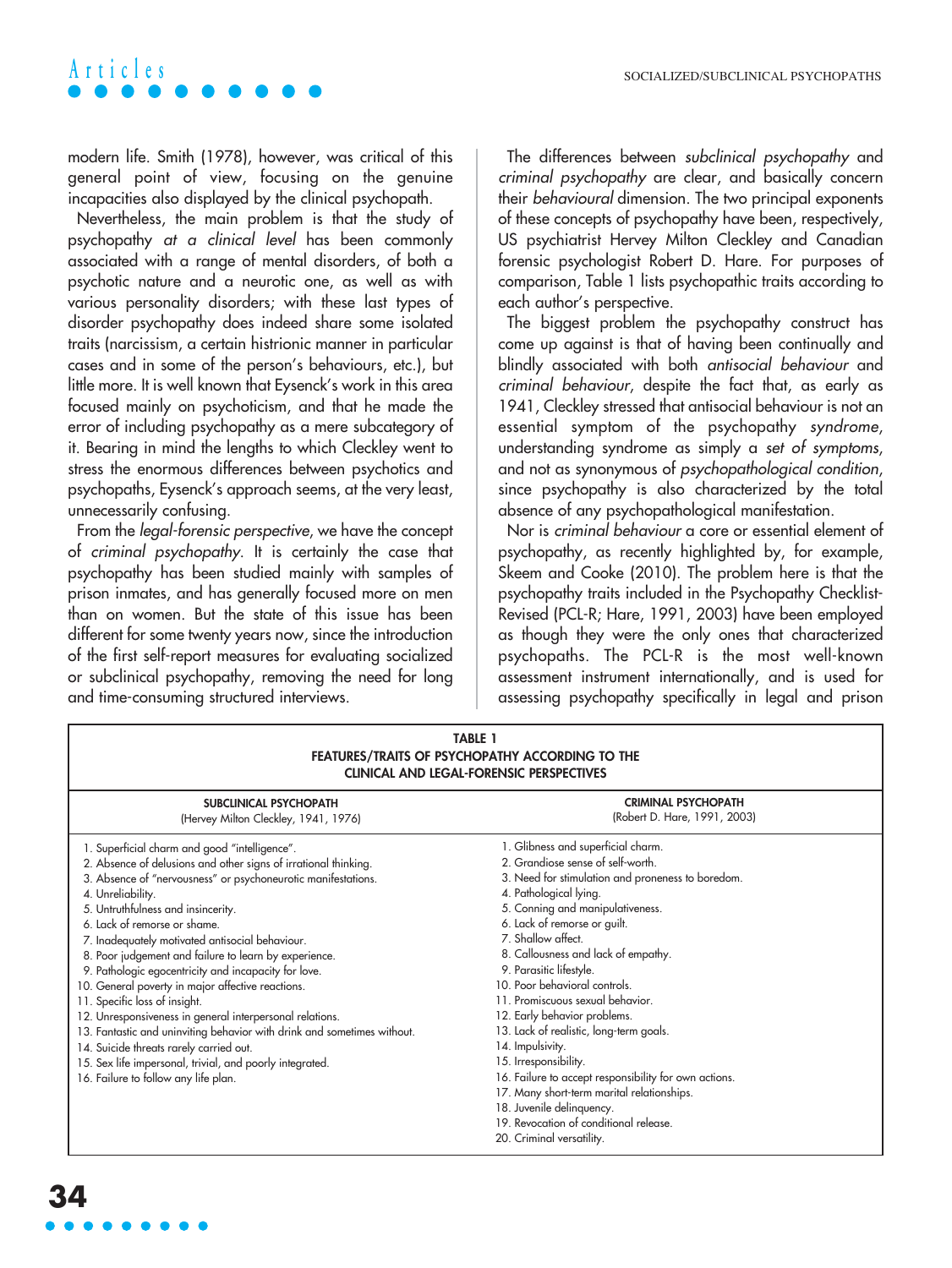modern life. Smith (1978), however, was critical of this general point of view, focusing on the genuine incapacities also displayed by the clinical psychopath.

Nevertheless, the main problem is that the study of psychopathy *at a clinical level* has been commonly associated with a range of mental disorders, of both a psychotic nature and a neurotic one, as well as with various personality disorders; with these last types of disorder psychopathy does indeed share some isolated traits (narcissism, a certain histrionic manner in particular cases and in some of the person's behaviours, etc.), but little more. It is well known that Eysenck's work in this area focused mainly on psychoticism, and that he made the error of including psychopathy as a mere subcategory of it. Bearing in mind the lengths to which Cleckley went to stress the enormous differences between psychotics and psychopaths, Eysenck's approach seems, at the very least, unnecessarily confusing.

From the *legal-forensic perspective*, we have the concept of *criminal psychopathy*. It is certainly the case that psychopathy has been studied mainly with samples of prison inmates, and has generally focused more on men than on women. But the state of this issue has been different for some twenty years now, since the introduction of the first self-report measures for evaluating socialized or subclinical psychopathy, removing the need for long and time-consuming structured interviews.

The differences between *subclinical psychopathy* and *criminal psychopathy* are clear, and basically concern their *behavioural* dimension. The two principal exponents of these concepts of psychopathy have been, respectively, US psychiatrist Hervey Milton Cleckley and Canadian forensic psychologist Robert D. Hare. For purposes of comparison, Table 1 lists psychopathic traits according to each author's perspective.

The biggest problem the psychopathy construct has come up against is that of having been continually and blindly associated with both *antisocial behaviour* and *criminal behaviour*, despite the fact that, as early as 1941, Cleckley stressed that antisocial behaviour is not an essential symptom of the psychopathy *syndrome*, understanding syndrome as simply a *set of symptoms*, and not as synonymous of *psychopathological condition*, since psychopathy is also characterized by the total absence of any psychopathological manifestation.

Nor is *criminal behaviour* a core or essential element of psychopathy, as recently highlighted by, for example, Skeem and Cooke (2010). The problem here is that the psychopathy traits included in the Psychopathy Checklist-Revised (PCL-R; Hare, 1991, 2003) have been employed as though they were the only ones that characterized psychopaths. The PCL-R is the most well-known assessment instrument internationally, and is used for assessing psychopathy specifically in legal and prison

**TABLE 1**
**FEATURES/TRAITS OF PSYCHOPATHY ACCORDING TO THE CLINICAL AND LEGAL-FORENSIC PERSPECTIVES**

| **SUBCLINICAL PSYCHOPATH** (Hervey Milton Cleckley, 1941, 1976) | **CRIMINAL PSYCHOPATH** (Robert D. Hare, 1991, 2003) |
|---|---|
| 1. Superficial charm and good "intelligence". | 1. Glibness and superficial charm. |
| 2. Absence of delusions and other signs of irrational thinking. | 2. Grandiose sense of self-worth. |
| 3. Absence of "nervousness" or psychoneurotic manifestations. | 3. Need for stimulation and proneness to boredom. |
| 4. Unreliability. | 4. Pathological lying. |
| 5. Untruthfulness and insincerity. | 5. Conning and manipulativeness. |
| 6. Lack of remorse or shame. | 6. Lack of remorse or guilt. |
| 7. Inadequately motivated antisocial behaviour. | 7. Shallow affect. |
| 8. Poor judgement and failure to learn by experience. | 8. Callousness and lack of empathy. |
| 9. Pathologic egocentricity and incapacity for love. | 9. Parasitic lifestyle. |
| 10. General poverty in major affective reactions. | 10. Poor behavioral controls. |
| 11. Specific loss of insight. | 11. Promiscuous sexual behavior. |
| 12. Unresponsiveness in general interpersonal relations. | 12. Early behavior problems. |
| 13. Fantastic and uninviting behavior with drink and sometimes without. | 13. Lack of realistic, long-term goals. |
| 14. Suicide threats rarely carried out. | 14. Impulsivity. |
| 15. Sex life impersonal, trivial, and poorly integrated. | 15. Irresponsibility. |
| 16. Failure to follow any life plan. | 16. Failure to accept responsibility for own actions. |
| | 17. Many short-term marital relationships. |
| | 18. Juvenile delinquency. |
| | 19. Revocation of conditional release. |
| | 20. Criminal versatility. |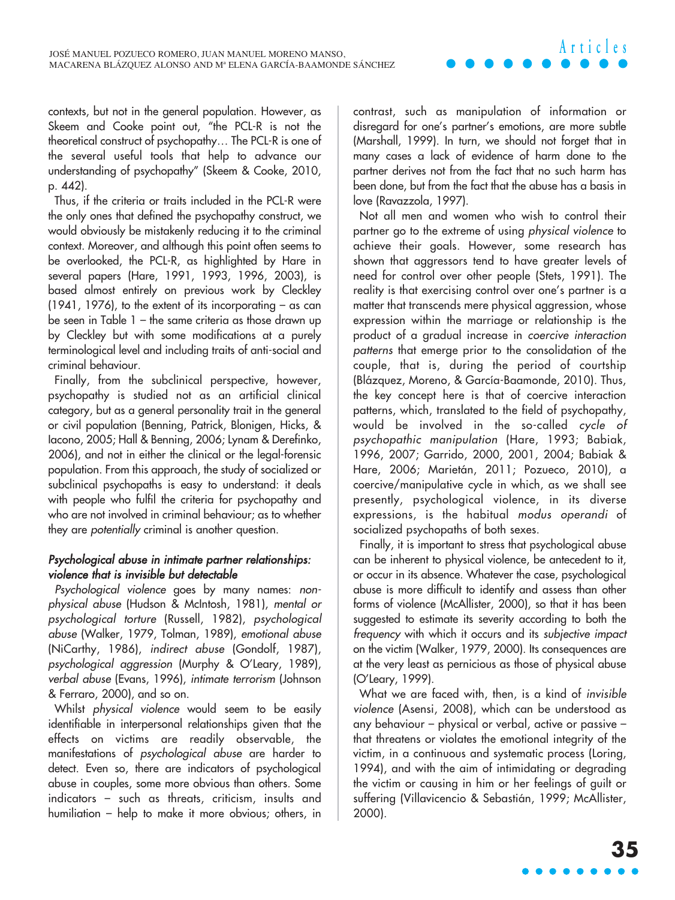contexts, but not in the general population. However, as Skeem and Cooke point out, "the PCL-R is not the theoretical construct of psychopathy… The PCL-R is one of the several useful tools that help to advance our understanding of psychopathy" (Skeem & Cooke, 2010, p. 442).

Thus, if the criteria or traits included in the PCL-R were the only ones that defined the psychopathy construct, we would obviously be mistakenly reducing it to the criminal context. Moreover, and although this point often seems to be overlooked, the PCL-R, as highlighted by Hare in several papers (Hare, 1991, 1993, 1996, 2003), is based almost entirely on previous work by Cleckley (1941, 1976), to the extent of its incorporating – as can be seen in Table 1 – the same criteria as those drawn up by Cleckley but with some modifications at a purely terminological level and including traits of anti-social and criminal behaviour.

Finally, from the subclinical perspective, however, psychopathy is studied not as an artificial clinical category, but as a general personality trait in the general or civil population (Benning, Patrick, Blonigen, Hicks, & Iacono, 2005; Hall & Benning, 2006; Lynam & Derefinko, 2006), and not in either the clinical or the legal-forensic population. From this approach, the study of socialized or subclinical psychopaths is easy to understand: it deals with people who fulfil the criteria for psychopathy and who are not involved in criminal behaviour; as to whether they are *potentially* criminal is another question.

### *Psychological abuse in intimate partner relationships: violence that is invisible but detectable*

*Psychological violence* goes by many names: *non-physical abuse* (Hudson & McIntosh, 1981), *mental or psychological torture* (Russell, 1982), *psychological abuse* (Walker, 1979, Tolman, 1989), *emotional abuse* (NiCarthy, 1986), *indirect abuse* (Gondolf, 1987), *psychological aggression* (Murphy & O'Leary, 1989), *verbal abuse* (Evans, 1996), *intimate terrorism* (Johnson & Ferraro, 2000), and so on.

Whilst *physical violence* would seem to be easily identifiable in interpersonal relationships given that the effects on victims are readily observable, the manifestations of *psychological abuse* are harder to detect. Even so, there are indicators of psychological abuse in couples, some more obvious than others. Some indicators – such as threats, criticism, insults and humiliation – help to make it more obvious; others, in contrast, such as manipulation of information or disregard for one's partner's emotions, are more subtle (Marshall, 1999). In turn, we should not forget that in many cases a lack of evidence of harm done to the partner derives not from the fact that no such harm has been done, but from the fact that the abuse has a basis in love (Ravazzola, 1997).

Not all men and women who wish to control their partner go to the extreme of using *physical violence* to achieve their goals. However, some research has shown that aggressors tend to have greater levels of need for control over other people (Stets, 1991). The reality is that exercising control over one's partner is a matter that transcends mere physical aggression, whose expression within the marriage or relationship is the product of a gradual increase in *coercive interaction patterns* that emerge prior to the consolidation of the couple, that is, during the period of courtship (Blázquez, Moreno, & García-Baamonde, 2010). Thus, the key concept here is that of coercive interaction patterns, which, translated to the field of psychopathy, would be involved in the so-called *cycle of psychopathic manipulation* (Hare, 1993; Babiak, 1996, 2007; Garrido, 2000, 2001, 2004; Babiak & Hare, 2006; Marietán, 2011; Pozueco, 2010), a coercive/manipulative cycle in which, as we shall see presently, psychological violence, in its diverse expressions, is the habitual *modus operandi* of socialized psychopaths of both sexes.

Finally, it is important to stress that psychological abuse can be inherent to physical violence, be antecedent to it, or occur in its absence. Whatever the case, psychological abuse is more difficult to identify and assess than other forms of violence (McAllister, 2000), so that it has been suggested to estimate its severity according to both the *frequency* with which it occurs and its *subjective impact* on the victim (Walker, 1979, 2000). Its consequences are at the very least as pernicious as those of physical abuse (O'Leary, 1999).

What we are faced with, then, is a kind of *invisible violence* (Asensi, 2008), which can be understood as any behaviour – physical or verbal, active or passive – that threatens or violates the emotional integrity of the victim, in a continuous and systematic process (Loring, 1994), and with the aim of intimidating or degrading the victim or causing in him or her feelings of guilt or suffering (Villavicencio & Sebastián, 1999; McAllister, 2000).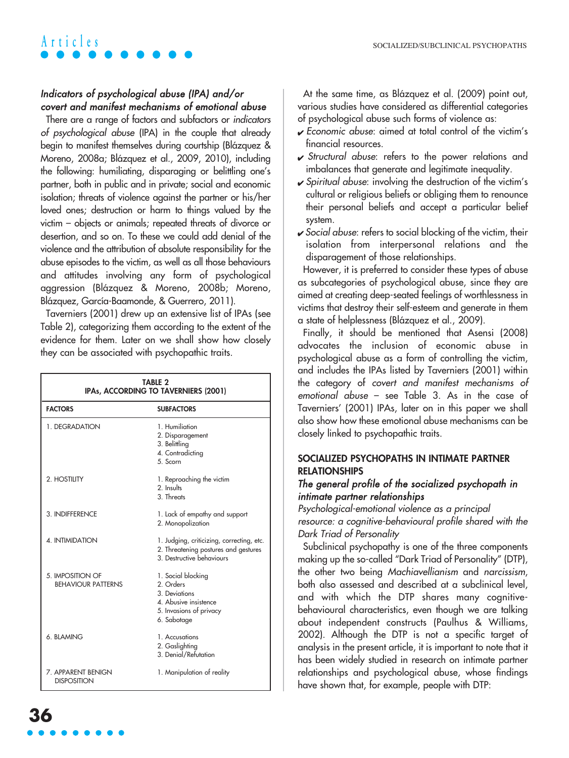### *Indicators of psychological abuse (IPA) and/or covert and manifest mechanisms of emotional abuse*

There are a range of factors and subfactors or *indicators of psychological abuse* (IPA) in the couple that already begin to manifest themselves during courtship (Blázquez & Moreno, 2008a; Blázquez et al., 2009, 2010), including the following: humiliating, disparaging or belittling one's partner, both in public and in private; social and economic isolation; threats of violence against the partner or his/her loved ones; destruction or harm to things valued by the victim – objects or animals; repeated threats of divorce or desertion, and so on. To these we could add denial of the violence and the attribution of absolute responsibility for the abuse episodes to the victim, as well as all those behaviours and attitudes involving any form of psychological aggression (Blázquez & Moreno, 2008b; Moreno, Blázquez, García-Baamonde, & Guerrero, 2011).

Taverniers (2001) drew up an extensive list of IPAs (see Table 2), categorizing them according to the extent of the evidence for them. Later on we shall show how closely they can be associated with psychopathic traits.

**TABLE 2**
**IPAs, ACCORDING TO TAVERNIERS (2001)**

| FACTORS | SUBFACTORS |
|---|---|
| 1. DEGRADATION | 1. Humiliation<br>2. Disparagement<br>3. Belittling<br>4. Contradicting<br>5. Scorn |
| 2. HOSTILITY | 1. Reproaching the victim<br>2. Insults<br>3. Threats |
| 3. INDIFFERENCE | 1. Lack of empathy and support<br>2. Monopolization |
| 4. INTIMIDATION | 1. Judging, criticizing, correcting, etc.<br>2. Threatening postures and gestures<br>3. Destructive behaviours |
| 5. IMPOSITION OF BEHAVIOUR PATTERNS | 1. Social blocking<br>2. Orders<br>3. Deviations<br>4. Abusive insistence<br>5. Invasions of privacy<br>6. Sabotage |
| 6. BLAMING | 1. Accusations<br>2. Gaslighting<br>3. Denial/Refutation |
| 7. APPARENT BENIGN DISPOSITION | 1. Manipulation of reality |

At the same time, as Blázquez et al. (2009) point out, various studies have considered as differential categories of psychological abuse such forms of violence as:

- *Economic abuse*: aimed at total control of the victim's financial resources.
- *Structural abuse*: refers to the power relations and imbalances that generate and legitimate inequality.
- *Spiritual abuse*: involving the destruction of the victim's cultural or religious beliefs or obliging them to renounce their personal beliefs and accept a particular belief system.
- *Social abuse*: refers to social blocking of the victim, their isolation from interpersonal relations and the disparagement of those relationships.

However, it is preferred to consider these types of abuse as subcategories of psychological abuse, since they are aimed at creating deep-seated feelings of worthlessness in victims that destroy their self-esteem and generate in them a state of helplessness (Blázquez et al., 2009).

Finally, it should be mentioned that Asensi (2008) advocates the inclusion of economic abuse in psychological abuse as a form of controlling the victim, and includes the IPAs listed by Taverniers (2001) within the category of *covert and manifest mechanisms of emotional abuse* – see Table 3. As in the case of Taverniers' (2001) IPAs, later on in this paper we shall also show how these emotional abuse mechanisms can be closely linked to psychopathic traits.

## SOCIALIZED PSYCHOPATHS IN INTIMATE PARTNER RELATIONSHIPS

### *The general profile of the socialized psychopath in intimate partner relationships*

*Psychological-emotional violence as a principal resource: a cognitive-behavioural profile shared with the Dark Triad of Personality*

Subclinical psychopathy is one of the three components making up the so-called "Dark Triad of Personality" (DTP), the other two being *Machiavellianism* and *narcissism*, both also assessed and described at a subclinical level, and with which the DTP shares many cognitive-behavioural characteristics, even though we are talking about independent constructs (Paulhus & Williams, 2002). Although the DTP is not a specific target of analysis in the present article, it is important to note that it has been widely studied in research on intimate partner relationships and psychological abuse, whose findings have shown that, for example, people with DTP: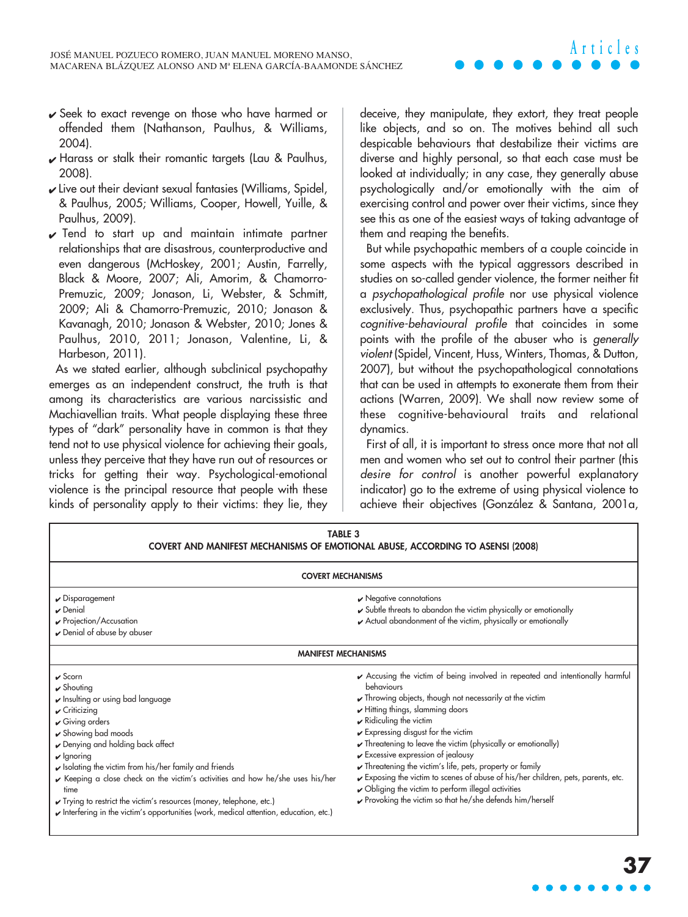- Seek to exact revenge on those who have harmed or offended them (Nathanson, Paulhus, & Williams, 2004).
- Harass or stalk their romantic targets (Lau & Paulhus, 2008).
- Live out their deviant sexual fantasies (Williams, Spidel, & Paulhus, 2005; Williams, Cooper, Howell, Yuille, & Paulhus, 2009).
- Tend to start up and maintain intimate partner relationships that are disastrous, counterproductive and even dangerous (McHoskey, 2001; Austin, Farrelly, Black & Moore, 2007; Ali, Amorim, & Chamorro-Premuzic, 2009; Jonason, Li, Webster, & Schmitt, 2009; Ali & Chamorro-Premuzic, 2010; Jonason & Kavanagh, 2010; Jonason & Webster, 2010; Jones & Paulhus, 2010, 2011; Jonason, Valentine, Li, & Harbeson, 2011).

As we stated earlier, although subclinical psychopathy emerges as an independent construct, the truth is that among its characteristics are various narcissistic and Machiavellian traits. What people displaying these three types of "dark" personality have in common is that they tend not to use physical violence for achieving their goals, unless they perceive that they have run out of resources or tricks for getting their way. Psychological-emotional violence is the principal resource that people with these kinds of personality apply to their victims: they lie, they deceive, they manipulate, they extort, they treat people like objects, and so on. The motives behind all such despicable behaviours that destabilize their victims are diverse and highly personal, so that each case must be looked at individually; in any case, they generally abuse psychologically and/or emotionally with the aim of exercising control and power over their victims, since they see this as one of the easiest ways of taking advantage of them and reaping the benefits.

But while psychopathic members of a couple coincide in some aspects with the typical aggressors described in studies on so-called gender violence, the former neither fit a *psychopathological profile* nor use physical violence exclusively. Thus, psychopathic partners have a specific *cognitive-behavioural profile* that coincides in some points with the profile of the abuser who is *generally violent* (Spidel, Vincent, Huss, Winters, Thomas, & Dutton, 2007), but without the psychopathological connotations that can be used in attempts to exonerate them from their actions (Warren, 2009). We shall now review some of these cognitive-behavioural traits and relational dynamics.

First of all, it is important to stress once more that not all men and women who set out to control their partner (this *desire for control* is another powerful explanatory indicator) go to the extreme of using physical violence to achieve their objectives (González & Santana, 2001a,

**TABLE 3**
**COVERT AND MANIFEST MECHANISMS OF EMOTIONAL ABUSE, ACCORDING TO ASENSI (2008)**

| COVERT MECHANISMS | |
|---|---|
| ✔ Disparagement | ✔ Negative connotations |
| ✔ Denial | ✔ Subtle threats to abandon the victim physically or emotionally |
| ✔ Projection/Accusation | ✔ Actual abandonment of the victim, physically or emotionally |
| ✔ Denial of abuse by abuser | |
| **MANIFEST MECHANISMS** | |
| ✔ Scorn | ✔ Accusing the victim of being involved in repeated and intentionally harmful behaviours |
| ✔ Shouting | ✔ Throwing objects, though not necessarily at the victim |
| ✔ Insulting or using bad language | ✔ Hitting things, slamming doors |
| ✔ Criticizing | ✔ Ridiculing the victim |
| ✔ Giving orders | ✔ Expressing disgust for the victim |
| ✔ Showing bad moods | ✔ Threatening to leave the victim (physically or emotionally) |
| ✔ Denying and holding back affect | ✔ Excessive expression of jealousy |
| ✔ Ignoring | ✔ Threatening the victim's life, pets, property or family |
| ✔ Isolating the victim from his/her family and friends | ✔ Exposing the victim to scenes of abuse of his/her children, pets, parents, etc. |
| ✔ Keeping a close check on the victim's activities and how he/she uses his/her time | ✔ Obliging the victim to perform illegal activities |
| ✔ Trying to restrict the victim's resources (money, telephone, etc.) | ✔ Provoking the victim so that he/she defends him/herself |
| ✔ Interfering in the victim's opportunities (work, medical attention, education, etc.) | |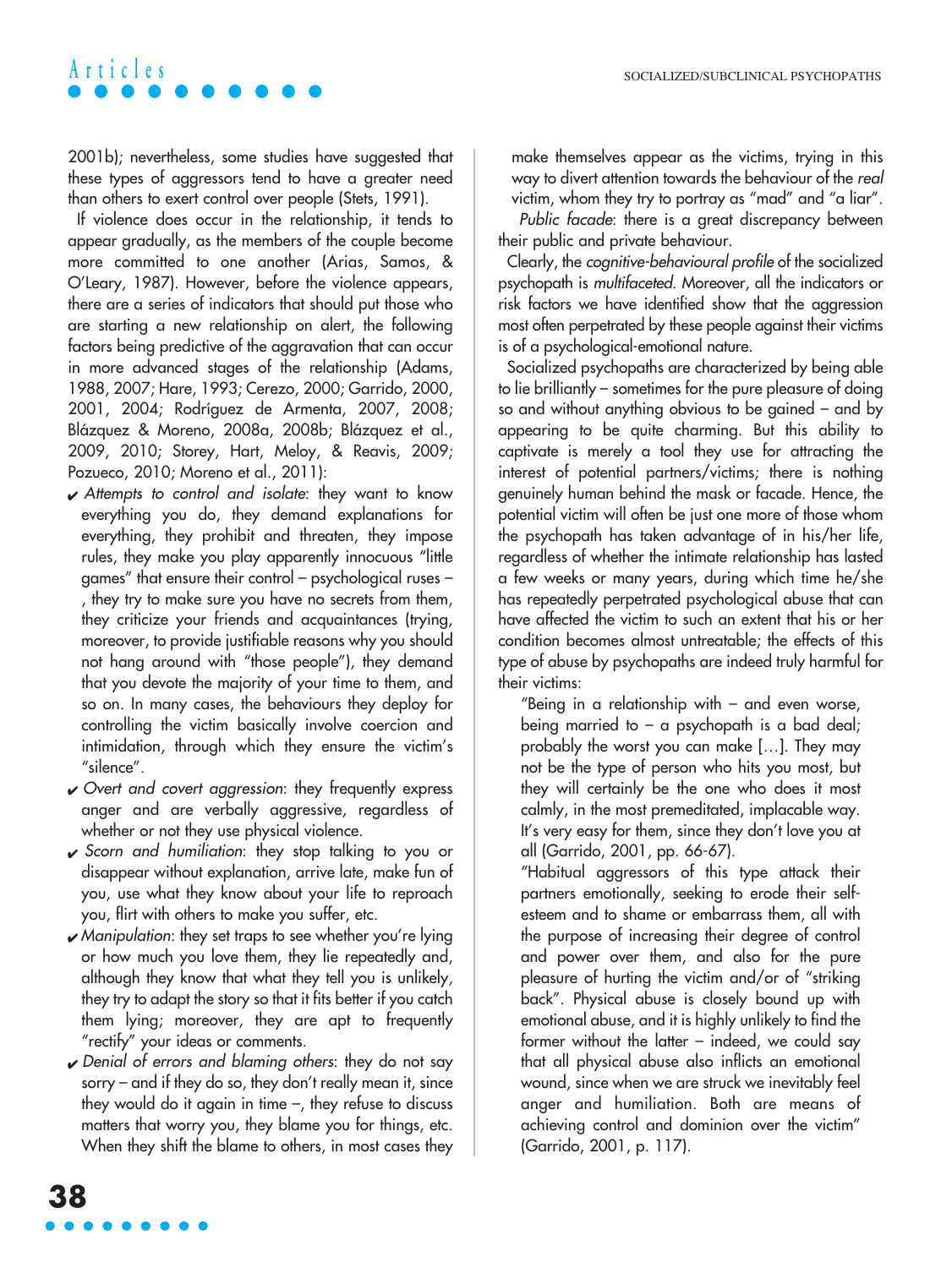2001b); nevertheless, some studies have suggested that these types of aggressors tend to have a greater need than others to exert control over people (Stets, 1991).

If violence does occur in the relationship, it tends to appear gradually, as the members of the couple become more committed to one another (Arias, Samos, & O'Leary, 1987). However, before the violence appears, there are a series of indicators that should put those who are starting a new relationship on alert, the following factors being predictive of the aggravation that can occur in more advanced stages of the relationship (Adams, 1988, 2007; Hare, 1993; Cerezo, 2000; Garrido, 2000, 2001, 2004; Rodríguez de Armenta, 2007, 2008; Blázquez & Moreno, 2008a, 2008b; Blázquez et al., 2009, 2010; Storey, Hart, Meloy, & Reavis, 2009; Pozueco, 2010; Moreno et al., 2011):

- ✔ *Attempts to control and isolate*: they want to know everything you do, they demand explanations for everything, they prohibit and threaten, they impose rules, they make you play apparently innocuous "little games" that ensure their control – psychological ruses –, they try to make sure you have no secrets from them, they criticize your friends and acquaintances (trying, moreover, to provide justifiable reasons why you should not hang around with "those people"), they demand that you devote the majority of your time to them, and so on. In many cases, the behaviours they deploy for controlling the victim basically involve coercion and intimidation, through which they ensure the victim's "silence".
- ✔ *Overt and covert aggression*: they frequently express anger and are verbally aggressive, regardless of whether or not they use physical violence.
- ✔ *Scorn and humiliation*: they stop talking to you or disappear without explanation, arrive late, make fun of you, use what they know about your life to reproach you, flirt with others to make you suffer, etc.
- ✔ *Manipulation*: they set traps to see whether you're lying or how much you love them, they lie repeatedly and, although they know that what they tell you is unlikely, they try to adapt the story so that it fits better if you catch them lying; moreover, they are apt to frequently "rectify" your ideas or comments.
- ✔ *Denial of errors and blaming others*: they do not say sorry – and if they do so, they don't really mean it, since they would do it again in time –, they refuse to discuss matters that worry you, they blame you for things, etc. When they shift the blame to others, in most cases they make themselves appear as the victims, trying in this way to divert attention towards the behaviour of the *real* victim, whom they try to portray as "mad" and "a liar".

*Public facade*: there is a great discrepancy between their public and private behaviour.

Clearly, the *cognitive-behavioural profile* of the socialized psychopath is *multifaceted*. Moreover, all the indicators or risk factors we have identified show that the aggression most often perpetrated by these people against their victims is of a psychological-emotional nature.

Socialized psychopaths are characterized by being able to lie brilliantly – sometimes for the pure pleasure of doing so and without anything obvious to be gained – and by appearing to be quite charming. But this ability to captivate is merely a tool they use for attracting the interest of potential partners/victims; there is nothing genuinely human behind the mask or facade. Hence, the potential victim will often be just one more of those whom the psychopath has taken advantage of in his/her life, regardless of whether the intimate relationship has lasted a few weeks or many years, during which time he/she has repeatedly perpetrated psychological abuse that can have affected the victim to such an extent that his or her condition becomes almost untreatable; the effects of this type of abuse by psychopaths are indeed truly harmful for their victims:

> "Being in a relationship with – and even worse, being married to – a psychopath is a bad deal; probably the worst you can make […]. They may not be the type of person who hits you most, but they will certainly be the one who does it most calmly, in the most premeditated, implacable way. It's very easy for them, since they don't love you at all (Garrido, 2001, pp. 66-67).

> "Habitual aggressors of this type attack their partners emotionally, seeking to erode their self-esteem and to shame or embarrass them, all with the purpose of increasing their degree of control and power over them, and also for the pure pleasure of hurting the victim and/or of "striking back". Physical abuse is closely bound up with emotional abuse, and it is highly unlikely to find the former without the latter – indeed, we could say that all physical abuse also inflicts an emotional wound, since when we are struck we inevitably feel anger and humiliation. Both are means of achieving control and dominion over the victim" (Garrido, 2001, p. 117).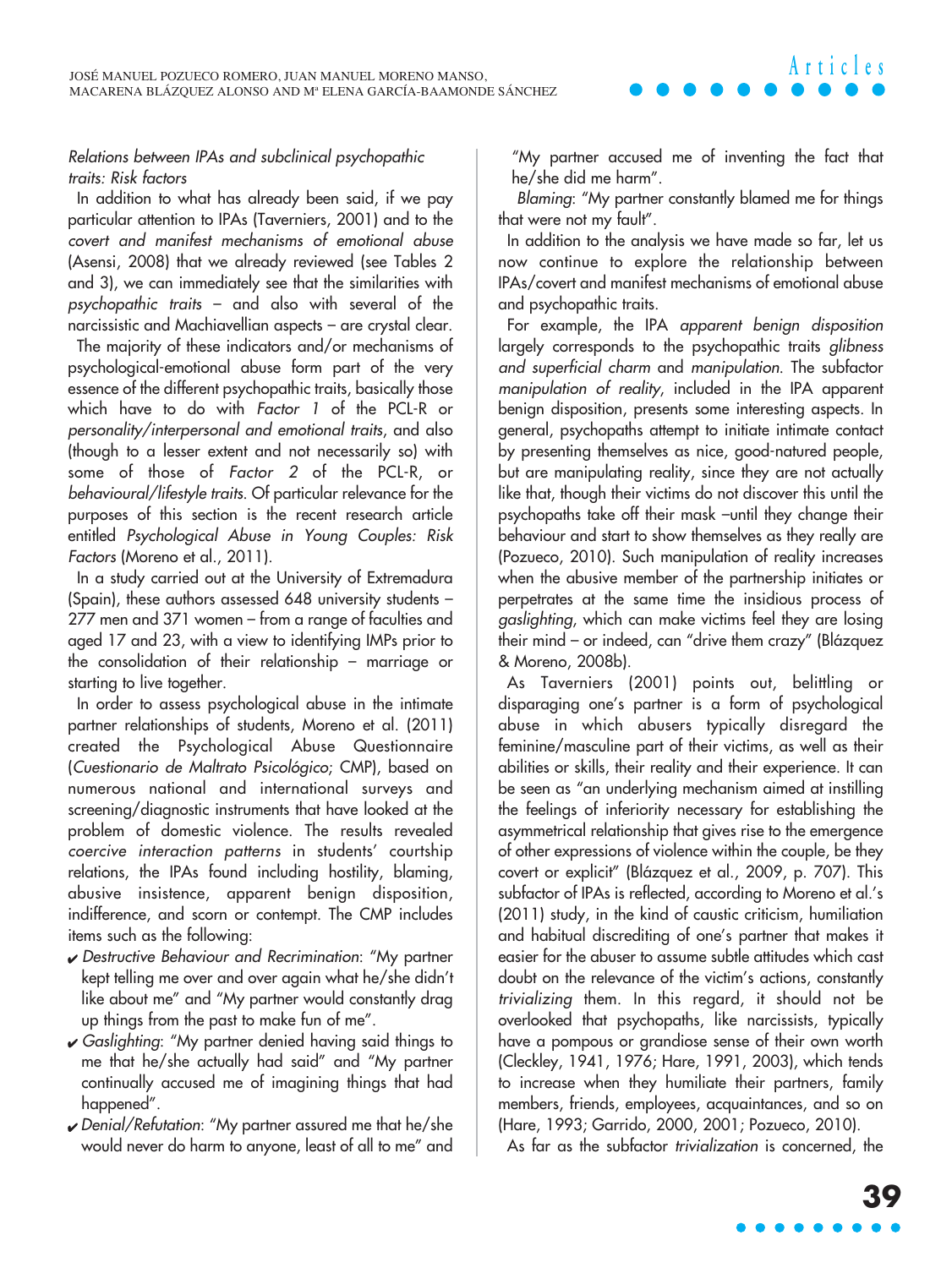*Relations between IPAs and subclinical psychopathic traits: Risk factors*

In addition to what has already been said, if we pay particular attention to IPAs (Taverniers, 2001) and to the *covert and manifest mechanisms of emotional abuse* (Asensi, 2008) that we already reviewed (see Tables 2 and 3), we can immediately see that the similarities with *psychopathic traits* – and also with several of the narcissistic and Machiavellian aspects – are crystal clear.

The majority of these indicators and/or mechanisms of psychological-emotional abuse form part of the very essence of the different psychopathic traits, basically those which have to do with *Factor 1* of the PCL-R or *personality/interpersonal and emotional traits*, and also (though to a lesser extent and not necessarily so) with some of those of *Factor 2* of the PCL-R, or *behavioural/lifestyle traits*. Of particular relevance for the purposes of this section is the recent research article entitled *Psychological Abuse in Young Couples: Risk Factors* (Moreno et al., 2011).

In a study carried out at the University of Extremadura (Spain), these authors assessed 648 university students – 277 men and 371 women – from a range of faculties and aged 17 and 23, with a view to identifying IMPs prior to the consolidation of their relationship – marriage or starting to live together.

In order to assess psychological abuse in the intimate partner relationships of students, Moreno et al. (2011) created the Psychological Abuse Questionnaire (*Cuestionario de Maltrato Psicológico*; CMP), based on numerous national and international surveys and screening/diagnostic instruments that have looked at the problem of domestic violence. The results revealed *coercive interaction patterns* in students' courtship relations, the IPAs found including hostility, blaming, abusive insistence, apparent benign disposition, indifference, and scorn or contempt. The CMP includes items such as the following:

- *Destructive Behaviour and Recrimination*: "My partner kept telling me over and over again what he/she didn't like about me" and "My partner would constantly drag up things from the past to make fun of me".
- *Gaslighting*: "My partner denied having said things to me that he/she actually had said" and "My partner continually accused me of imagining things that had happened".
- *Denial/Refutation*: "My partner assured me that he/she would never do harm to anyone, least of all to me" and "My partner accused me of inventing the fact that he/she did me harm".
- *Blaming*: "My partner constantly blamed me for things that were not my fault".

In addition to the analysis we have made so far, let us now continue to explore the relationship between IPAs/covert and manifest mechanisms of emotional abuse and psychopathic traits.

For example, the IPA *apparent benign disposition* largely corresponds to the psychopathic traits *glibness and superficial charm* and *manipulation*. The subfactor *manipulation of reality*, included in the IPA apparent benign disposition, presents some interesting aspects. In general, psychopaths attempt to initiate intimate contact by presenting themselves as nice, good-natured people, but are manipulating reality, since they are not actually like that, though their victims do not discover this until the psychopaths take off their mask –until they change their behaviour and start to show themselves as they really are (Pozueco, 2010). Such manipulation of reality increases when the abusive member of the partnership initiates or perpetrates at the same time the insidious process of *gaslighting*, which can make victims feel they are losing their mind – or indeed, can "drive them crazy" (Blázquez & Moreno, 2008b).

As Taverniers (2001) points out, belittling or disparaging one's partner is a form of psychological abuse in which abusers typically disregard the feminine/masculine part of their victims, as well as their abilities or skills, their reality and their experience. It can be seen as "an underlying mechanism aimed at instilling the feelings of inferiority necessary for establishing the asymmetrical relationship that gives rise to the emergence of other expressions of violence within the couple, be they covert or explicit" (Blázquez et al., 2009, p. 707). This subfactor of IPAs is reflected, according to Moreno et al.'s (2011) study, in the kind of caustic criticism, humiliation and habitual discrediting of one's partner that makes it easier for the abuser to assume subtle attitudes which cast doubt on the relevance of the victim's actions, constantly *trivializing* them. In this regard, it should not be overlooked that psychopaths, like narcissists, typically have a pompous or grandiose sense of their own worth (Cleckley, 1941, 1976; Hare, 1991, 2003), which tends to increase when they humiliate their partners, family members, friends, employees, acquaintances, and so on (Hare, 1993; Garrido, 2000, 2001; Pozueco, 2010).

As far as the subfactor *trivialization* is concerned, the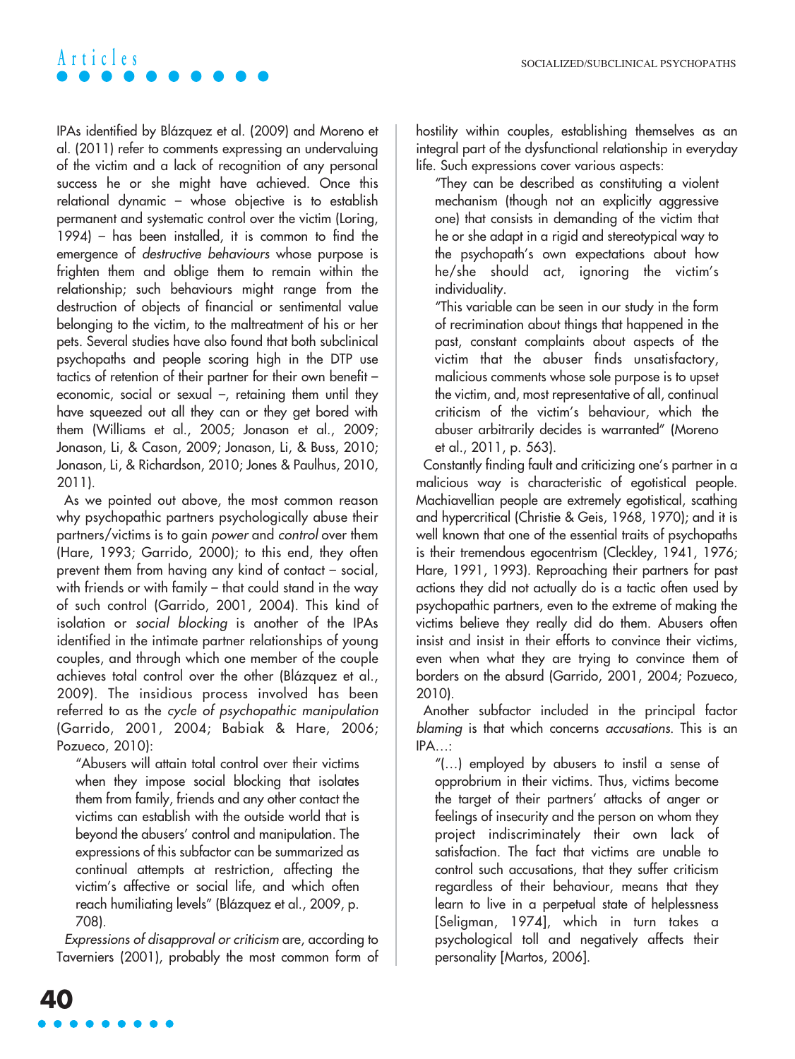IPAs identified by Blázquez et al. (2009) and Moreno et al. (2011) refer to comments expressing an undervaluing of the victim and a lack of recognition of any personal success he or she might have achieved. Once this relational dynamic – whose objective is to establish permanent and systematic control over the victim (Loring, 1994) – has been installed, it is common to find the emergence of *destructive behaviours* whose purpose is frighten them and oblige them to remain within the relationship; such behaviours might range from the destruction of objects of financial or sentimental value belonging to the victim, to the maltreatment of his or her pets. Several studies have also found that both subclinical psychopaths and people scoring high in the DTP use tactics of retention of their partner for their own benefit – economic, social or sexual –, retaining them until they have squeezed out all they can or they get bored with them (Williams et al., 2005; Jonason et al., 2009; Jonason, Li, & Cason, 2009; Jonason, Li, & Buss, 2010; Jonason, Li, & Richardson, 2010; Jones & Paulhus, 2010, 2011).

As we pointed out above, the most common reason why psychopathic partners psychologically abuse their partners/victims is to gain *power* and *control* over them (Hare, 1993; Garrido, 2000); to this end, they often prevent them from having any kind of contact – social, with friends or with family – that could stand in the way of such control (Garrido, 2001, 2004). This kind of isolation or *social blocking* is another of the IPAs identified in the intimate partner relationships of young couples, and through which one member of the couple achieves total control over the other (Blázquez et al., 2009). The insidious process involved has been referred to as the *cycle of psychopathic manipulation* (Garrido, 2001, 2004; Babiak & Hare, 2006; Pozueco, 2010):

> "Abusers will attain total control over their victims when they impose social blocking that isolates them from family, friends and any other contact the victims can establish with the outside world that is beyond the abusers' control and manipulation. The expressions of this subfactor can be summarized as continual attempts at restriction, affecting the victim's affective or social life, and which often reach humiliating levels" (Blázquez et al., 2009, p. 708).

*Expressions of disapproval or criticism* are, according to Taverniers (2001), probably the most common form of hostility within couples, establishing themselves as an integral part of the dysfunctional relationship in everyday life. Such expressions cover various aspects:

> "They can be described as constituting a violent mechanism (though not an explicitly aggressive one) that consists in demanding of the victim that he or she adapt in a rigid and stereotypical way to the psychopath's own expectations about how he/she should act, ignoring the victim's individuality.
>
> "This variable can be seen in our study in the form of recrimination about things that happened in the past, constant complaints about aspects of the victim that the abuser finds unsatisfactory, malicious comments whose sole purpose is to upset the victim, and, most representative of all, continual criticism of the victim's behaviour, which the abuser arbitrarily decides is warranted" (Moreno et al., 2011, p. 563).

Constantly finding fault and criticizing one's partner in a malicious way is characteristic of egotistical people. Machiavellian people are extremely egotistical, scathing and hypercritical (Christie & Geis, 1968, 1970); and it is well known that one of the essential traits of psychopaths is their tremendous egocentrism (Cleckley, 1941, 1976; Hare, 1991, 1993). Reproaching their partners for past actions they did not actually do is a tactic often used by psychopathic partners, even to the extreme of making the victims believe they really did do them. Abusers often insist and insist in their efforts to convince their victims, even when what they are trying to convince them of borders on the absurd (Garrido, 2001, 2004; Pozueco, 2010).

Another subfactor included in the principal factor *blaming* is that which concerns *accusations*. This is an IPA…:

> "(…) employed by abusers to instil a sense of opprobrium in their victims. Thus, victims become the target of their partners' attacks of anger or feelings of insecurity and the person on whom they project indiscriminately their own lack of satisfaction. The fact that victims are unable to control such accusations, that they suffer criticism regardless of their behaviour, means that they learn to live in a perpetual state of helplessness [Seligman, 1974], which in turn takes a psychological toll and negatively affects their personality [Martos, 2006].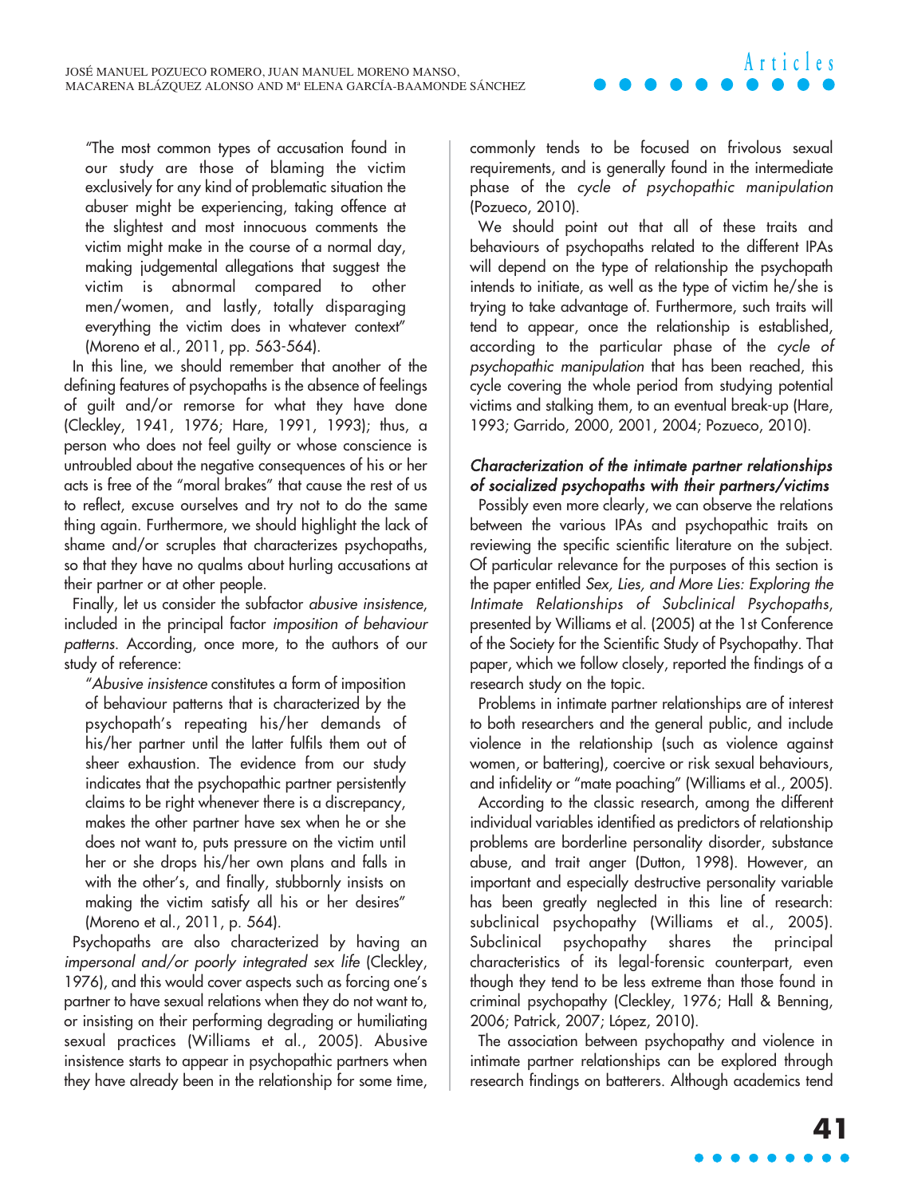"The most common types of accusation found in our study are those of blaming the victim exclusively for any kind of problematic situation the abuser might be experiencing, taking offence at the slightest and most innocuous comments the victim might make in the course of a normal day, making judgemental allegations that suggest the victim is abnormal compared to other men/women, and lastly, totally disparaging everything the victim does in whatever context" (Moreno et al., 2011, pp. 563-564).

In this line, we should remember that another of the defining features of psychopaths is the absence of feelings of guilt and/or remorse for what they have done (Cleckley, 1941, 1976; Hare, 1991, 1993); thus, a person who does not feel guilty or whose conscience is untroubled about the negative consequences of his or her acts is free of the "moral brakes" that cause the rest of us to reflect, excuse ourselves and try not to do the same thing again. Furthermore, we should highlight the lack of shame and/or scruples that characterizes psychopaths, so that they have no qualms about hurling accusations at their partner or at other people.

Finally, let us consider the subfactor *abusive insistence*, included in the principal factor *imposition of behaviour patterns*. According, once more, to the authors of our study of reference:

"*Abusive insistence* constitutes a form of imposition of behaviour patterns that is characterized by the psychopath's repeating his/her demands of his/her partner until the latter fulfils them out of sheer exhaustion. The evidence from our study indicates that the psychopathic partner persistently claims to be right whenever there is a discrepancy, makes the other partner have sex when he or she does not want to, puts pressure on the victim until her or she drops his/her own plans and falls in with the other's, and finally, stubbornly insists on making the victim satisfy all his or her desires" (Moreno et al., 2011, p. 564).

Psychopaths are also characterized by having an *impersonal and/or poorly integrated sex life* (Cleckley, 1976), and this would cover aspects such as forcing one's partner to have sexual relations when they do not want to, or insisting on their performing degrading or humiliating sexual practices (Williams et al., 2005). Abusive insistence starts to appear in psychopathic partners when they have already been in the relationship for some time, commonly tends to be focused on frivolous sexual requirements, and is generally found in the intermediate phase of the *cycle of psychopathic manipulation* (Pozueco, 2010).

We should point out that all of these traits and behaviours of psychopaths related to the different IPAs will depend on the type of relationship the psychopath intends to initiate, as well as the type of victim he/she is trying to take advantage of. Furthermore, such traits will tend to appear, once the relationship is established, according to the particular phase of the *cycle of psychopathic manipulation* that has been reached, this cycle covering the whole period from studying potential victims and stalking them, to an eventual break-up (Hare, 1993; Garrido, 2000, 2001, 2004; Pozueco, 2010).

### *Characterization of the intimate partner relationships of socialized psychopaths with their partners/victims*

Possibly even more clearly, we can observe the relations between the various IPAs and psychopathic traits on reviewing the specific scientific literature on the subject. Of particular relevance for the purposes of this section is the paper entitled *Sex, Lies, and More Lies: Exploring the Intimate Relationships of Subclinical Psychopaths*, presented by Williams et al. (2005) at the 1st Conference of the Society for the Scientific Study of Psychopathy. That paper, which we follow closely, reported the findings of a research study on the topic.

Problems in intimate partner relationships are of interest to both researchers and the general public, and include violence in the relationship (such as violence against women, or battering), coercive or risk sexual behaviours, and infidelity or "mate poaching" (Williams et al., 2005).

According to the classic research, among the different individual variables identified as predictors of relationship problems are borderline personality disorder, substance abuse, and trait anger (Dutton, 1998). However, an important and especially destructive personality variable has been greatly neglected in this line of research: subclinical psychopathy (Williams et al., 2005). Subclinical psychopathy shares the principal characteristics of its legal-forensic counterpart, even though they tend to be less extreme than those found in criminal psychopathy (Cleckley, 1976; Hall & Benning, 2006; Patrick, 2007; López, 2010).

The association between psychopathy and violence in intimate partner relationships can be explored through research findings on batterers. Although academics tend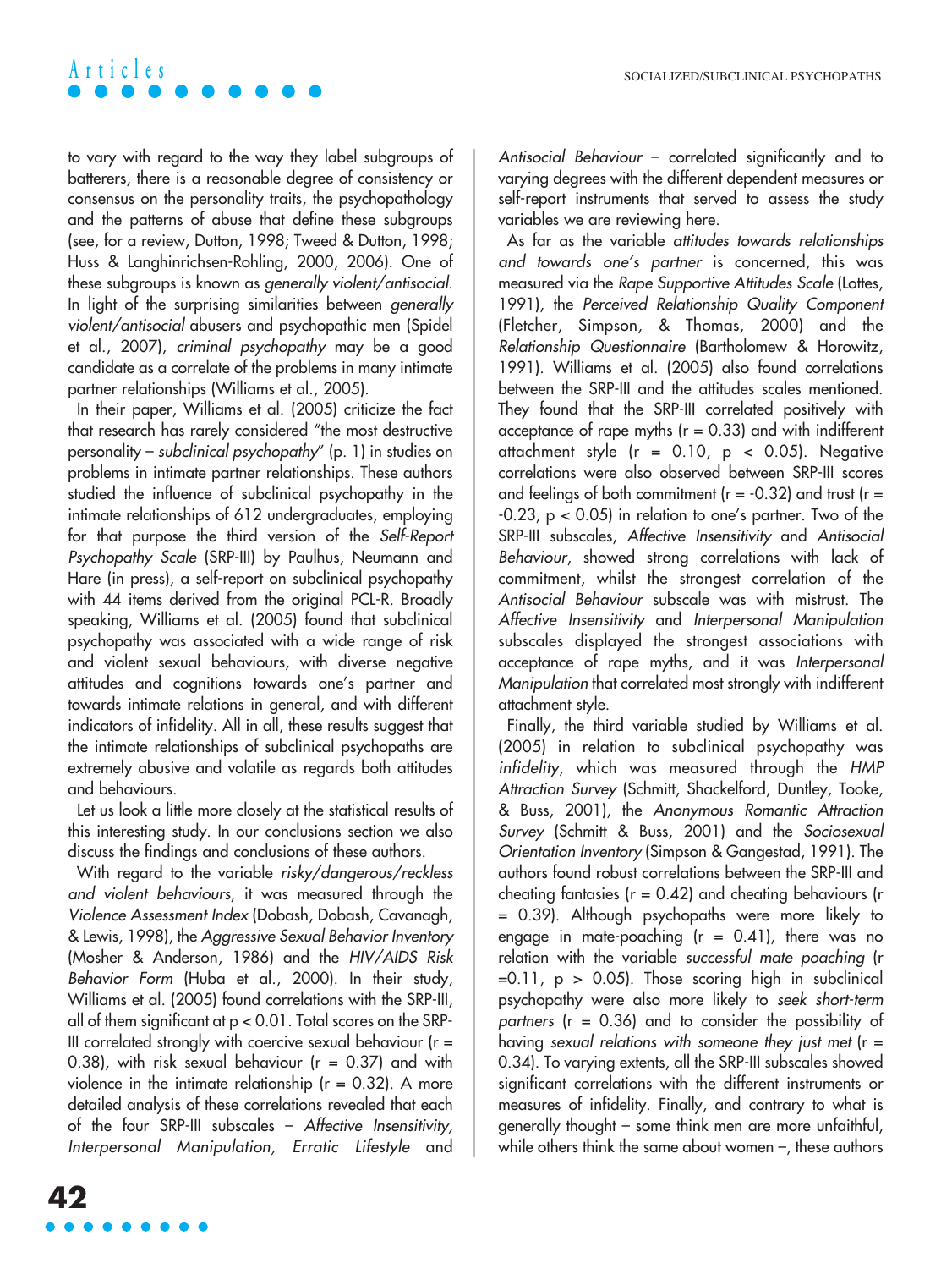to vary with regard to the way they label subgroups of batterers, there is a reasonable degree of consistency or consensus on the personality traits, the psychopathology and the patterns of abuse that define these subgroups (see, for a review, Dutton, 1998; Tweed & Dutton, 1998; Huss & Langhinrichsen-Rohling, 2000, 2006). One of these subgroups is known as *generally violent/antisocial*. In light of the surprising similarities between *generally violent/antisocial* abusers and psychopathic men (Spidel et al., 2007), *criminal psychopathy* may be a good candidate as a correlate of the problems in many intimate partner relationships (Williams et al., 2005).

In their paper, Williams et al. (2005) criticize the fact that research has rarely considered "the most destructive personality – *subclinical psychopathy*" (p. 1) in studies on problems in intimate partner relationships. These authors studied the influence of subclinical psychopathy in the intimate relationships of 612 undergraduates, employing for that purpose the third version of the *Self-Report Psychopathy Scale* (SRP-III) by Paulhus, Neumann and Hare (in press), a self-report on subclinical psychopathy with 44 items derived from the original PCL-R. Broadly speaking, Williams et al. (2005) found that subclinical psychopathy was associated with a wide range of risk and violent sexual behaviours, with diverse negative attitudes and cognitions towards one's partner and towards intimate relations in general, and with different indicators of infidelity. All in all, these results suggest that the intimate relationships of subclinical psychopaths are extremely abusive and volatile as regards both attitudes and behaviours.

Let us look a little more closely at the statistical results of this interesting study. In our conclusions section we also discuss the findings and conclusions of these authors.

With regard to the variable *risky/dangerous/reckless and violent behaviours*, it was measured through the *Violence Assessment Index* (Dobash, Dobash, Cavanagh, & Lewis, 1998), the *Aggressive Sexual Behavior Inventory* (Mosher & Anderson, 1986) and the *HIV/AIDS Risk Behavior Form* (Huba et al., 2000). In their study, Williams et al. (2005) found correlations with the SRP-III, all of them significant at $p < 0.01$. Total scores on the SRP-III correlated strongly with coercive sexual behaviour ($r = 0.38$), with risk sexual behaviour ($r = 0.37$) and with violence in the intimate relationship ($r = 0.32$). A more detailed analysis of these correlations revealed that each of the four SRP-III subscales – *Affective Insensitivity, Interpersonal Manipulation, Erratic Lifestyle* and *Antisocial Behaviour* – correlated significantly and to varying degrees with the different dependent measures or self-report instruments that served to assess the study variables we are reviewing here.

As far as the variable *attitudes towards relationships and towards one's partner* is concerned, this was measured via the *Rape Supportive Attitudes Scale* (Lottes, 1991), the *Perceived Relationship Quality Component* (Fletcher, Simpson, & Thomas, 2000) and the *Relationship Questionnaire* (Bartholomew & Horowitz, 1991). Williams et al. (2005) also found correlations between the SRP-III and the attitudes scales mentioned. They found that the SRP-III correlated positively with acceptance of rape myths ($r = 0.33$) and with indifferent attachment style ($r = 0.10$, $p < 0.05$). Negative correlations were also observed between SRP-III scores and feelings of both commitment ($r = -0.32$) and trust ($r = -0.23$, $p < 0.05$) in relation to one's partner. Two of the SRP-III subscales, *Affective Insensitivity* and *Antisocial Behaviour*, showed strong correlations with lack of commitment, whilst the strongest correlation of the *Antisocial Behaviour* subscale was with mistrust. The *Affective Insensitivity* and *Interpersonal Manipulation* subscales displayed the strongest associations with acceptance of rape myths, and it was *Interpersonal Manipulation* that correlated most strongly with indifferent attachment style.

Finally, the third variable studied by Williams et al. (2005) in relation to subclinical psychopathy was *infidelity*, which was measured through the *HMP Attraction Survey* (Schmitt, Shackelford, Duntley, Tooke, & Buss, 2001), the *Anonymous Romantic Attraction Survey* (Schmitt & Buss, 2001) and the *Sociosexual Orientation Inventory* (Simpson & Gangestad, 1991). The authors found robust correlations between the SRP-III and cheating fantasies ($r = 0.42$) and cheating behaviours ($r = 0.39$). Although psychopaths were more likely to engage in mate-poaching ($r = 0.41$), there was no relation with the variable *successful mate poaching* ($r = 0.11$, $p > 0.05$). Those scoring high in subclinical psychopathy were also more likely to *seek short-term partners* ($r = 0.36$) and to consider the possibility of having *sexual relations with someone they just met* ($r = 0.34$). To varying extents, all the SRP-III subscales showed significant correlations with the different instruments or measures of infidelity. Finally, and contrary to what is generally thought – some think men are more unfaithful, while others think the same about women –, these authors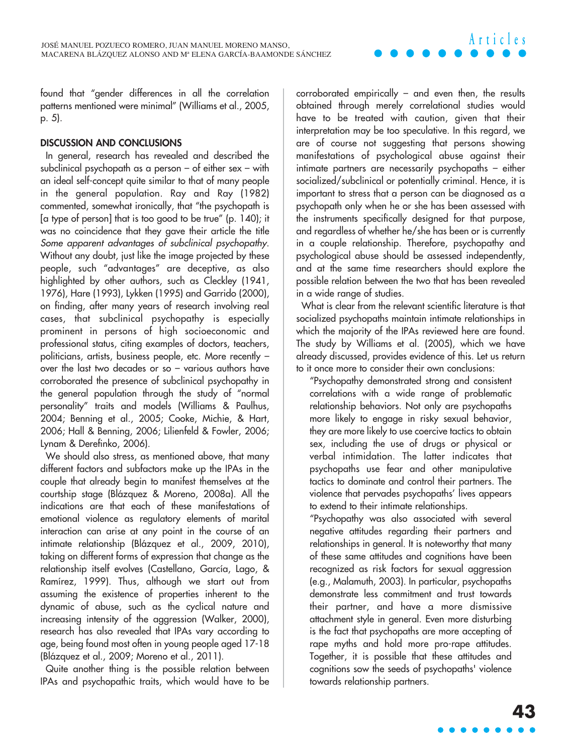found that "gender differences in all the correlation patterns mentioned were minimal" (Williams et al., 2005, p. 5).

## DISCUSSION AND CONCLUSIONS

In general, research has revealed and described the subclinical psychopath as a person – of either sex – with an ideal self-concept quite similar to that of many people in the general population. Ray and Ray (1982) commented, somewhat ironically, that "the psychopath is [a type of person] that is too good to be true" (p. 140); it was no coincidence that they gave their article the title *Some apparent advantages of subclinical psychopathy*. Without any doubt, just like the image projected by these people, such "advantages" are deceptive, as also highlighted by other authors, such as Cleckley (1941, 1976), Hare (1993), Lykken (1995) and Garrido (2000), on finding, after many years of research involving real cases, that subclinical psychopathy is especially prominent in persons of high socioeconomic and professional status, citing examples of doctors, teachers, politicians, artists, business people, etc. More recently – over the last two decades or so – various authors have corroborated the presence of subclinical psychopathy in the general population through the study of "normal personality" traits and models (Williams & Paulhus, 2004; Benning et al., 2005; Cooke, Michie, & Hart, 2006; Hall & Benning, 2006; Lilienfeld & Fowler, 2006; Lynam & Derefinko, 2006).

We should also stress, as mentioned above, that many different factors and subfactors make up the IPAs in the couple that already begin to manifest themselves at the courtship stage (Blázquez & Moreno, 2008a). All the indications are that each of these manifestations of emotional violence as regulatory elements of marital interaction can arise at any point in the course of an intimate relationship (Blázquez et al., 2009, 2010), taking on different forms of expression that change as the relationship itself evolves (Castellano, García, Lago, & Ramírez, 1999). Thus, although we start out from assuming the existence of properties inherent to the dynamic of abuse, such as the cyclical nature and increasing intensity of the aggression (Walker, 2000), research has also revealed that IPAs vary according to age, being found most often in young people aged 17-18 (Blázquez et al., 2009; Moreno et al., 2011).

Quite another thing is the possible relation between IPAs and psychopathic traits, which would have to be corroborated empirically – and even then, the results obtained through merely correlational studies would have to be treated with caution, given that their interpretation may be too speculative. In this regard, we are of course not suggesting that persons showing manifestations of psychological abuse against their intimate partners are necessarily psychopaths – either socialized/subclinical or potentially criminal. Hence, it is important to stress that a person can be diagnosed as a psychopath only when he or she has been assessed with the instruments specifically designed for that purpose, and regardless of whether he/she has been or is currently in a couple relationship. Therefore, psychopathy and psychological abuse should be assessed independently, and at the same time researchers should explore the possible relation between the two that has been revealed in a wide range of studies.

What is clear from the relevant scientific literature is that socialized psychopaths maintain intimate relationships in which the majority of the IPAs reviewed here are found. The study by Williams et al. (2005), which we have already discussed, provides evidence of this. Let us return to it once more to consider their own conclusions:

"Psychopathy demonstrated strong and consistent correlations with a wide range of problematic relationship behaviors. Not only are psychopaths more likely to engage in risky sexual behavior, they are more likely to use coercive tactics to obtain sex, including the use of drugs or physical or verbal intimidation. The latter indicates that psychopaths use fear and other manipulative tactics to dominate and control their partners. The violence that pervades psychopaths' lives appears to extend to their intimate relationships.

"Psychopathy was also associated with several negative attitudes regarding their partners and relationships in general. It is noteworthy that many of these same attitudes and cognitions have been recognized as risk factors for sexual aggression (e.g., Malamuth, 2003). In particular, psychopaths demonstrate less commitment and trust towards their partner, and have a more dismissive attachment style in general. Even more disturbing is the fact that psychopaths are more accepting of rape myths and hold more pro-rape attitudes. Together, it is possible that these attitudes and cognitions sow the seeds of psychopaths' violence towards relationship partners.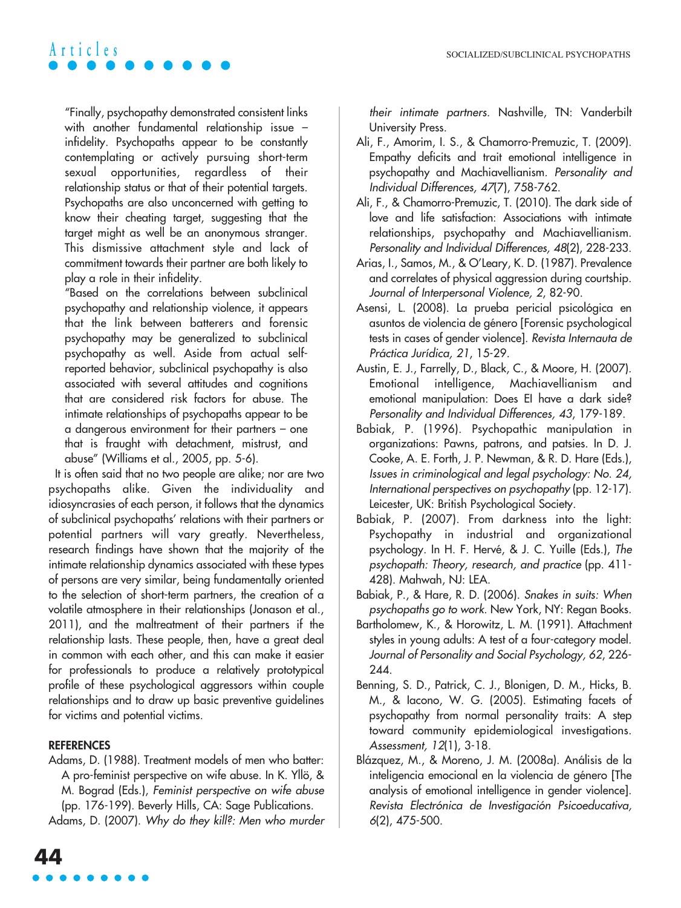"Finally, psychopathy demonstrated consistent links with another fundamental relationship issue – infidelity. Psychopaths appear to be constantly contemplating or actively pursuing short-term sexual opportunities, regardless of their relationship status or that of their potential targets. Psychopaths are also unconcerned with getting to know their cheating target, suggesting that the target might as well be an anonymous stranger. This dismissive attachment style and lack of commitment towards their partner are both likely to play a role in their infidelity.

"Based on the correlations between subclinical psychopathy and relationship violence, it appears that the link between batterers and forensic psychopathy may be generalized to subclinical psychopathy as well. Aside from actual self-reported behavior, subclinical psychopathy is also associated with several attitudes and cognitions that are considered risk factors for abuse. The intimate relationships of psychopaths appear to be a dangerous environment for their partners – one that is fraught with detachment, mistrust, and abuse" (Williams et al., 2005, pp. 5-6).

It is often said that no two people are alike; nor are two psychopaths alike. Given the individuality and idiosyncrasies of each person, it follows that the dynamics of subclinical psychopaths' relations with their partners or potential partners will vary greatly. Nevertheless, research findings have shown that the majority of the intimate relationship dynamics associated with these types of persons are very similar, being fundamentally oriented to the selection of short-term partners, the creation of a volatile atmosphere in their relationships (Jonason et al., 2011), and the maltreatment of their partners if the relationship lasts. These people, then, have a great deal in common with each other, and this can make it easier for professionals to produce a relatively prototypical profile of these psychological aggressors within couple relationships and to draw up basic preventive guidelines for victims and potential victims.

## REFERENCES

Adams, D. (1988). Treatment models of men who batter: A pro-feminist perspective on wife abuse. In K. Yllö, & M. Bograd (Eds.), *Feminist perspective on wife abuse* (pp. 176-199). Beverly Hills, CA: Sage Publications.

Adams, D. (2007). *Why do they kill?: Men who murder their intimate partners*. Nashville, TN: Vanderbilt University Press.

Ali, F., Amorim, I. S., & Chamorro-Premuzic, T. (2009). Empathy deficits and trait emotional intelligence in psychopathy and Machiavellianism. *Personality and Individual Differences, 47*(7), 758-762.

Ali, F., & Chamorro-Premuzic, T. (2010). The dark side of love and life satisfaction: Associations with intimate relationships, psychopathy and Machiavellianism. *Personality and Individual Differences, 48*(2), 228-233.

Arias, I., Samos, M., & O'Leary, K. D. (1987). Prevalence and correlates of physical aggression during courtship. *Journal of Interpersonal Violence, 2*, 82-90.

Asensi, L. (2008). La prueba pericial psicológica en asuntos de violencia de género [Forensic psychological tests in cases of gender violence]. *Revista Internauta de Práctica Jurídica, 21*, 15-29.

Austin, E. J., Farrelly, D., Black, C., & Moore, H. (2007). Emotional intelligence, Machiavellianism and emotional manipulation: Does EI have a dark side? *Personality and Individual Differences, 43*, 179-189.

Babiak, P. (1996). Psychopathic manipulation in organizations: Pawns, patrons, and patsies. In D. J. Cooke, A. E. Forth, J. P. Newman, & R. D. Hare (Eds.), *Issues in criminological and legal psychology: No. 24, International perspectives on psychopathy* (pp. 12-17). Leicester, UK: British Psychological Society.

Babiak, P. (2007). From darkness into the light: Psychopathy in industrial and organizational psychology. In H. F. Hervé, & J. C. Yuille (Eds.), *The psychopath: Theory, research, and practice* (pp. 411-428). Mahwah, NJ: LEA.

Babiak, P., & Hare, R. D. (2006). *Snakes in suits: When psychopaths go to work*. New York, NY: Regan Books.

Bartholomew, K., & Horowitz, L. M. (1991). Attachment styles in young adults: A test of a four-category model. *Journal of Personality and Social Psychology, 62*, 226-244.

Benning, S. D., Patrick, C. J., Blonigen, D. M., Hicks, B. M., & Iacono, W. G. (2005). Estimating facets of psychopathy from normal personality traits: A step toward community epidemiological investigations. *Assessment, 12*(1), 3-18.

Blázquez, M., & Moreno, J. M. (2008a). Análisis de la inteligencia emocional en la violencia de género [The analysis of emotional intelligence in gender violence]. *Revista Electrónica de Investigación Psicoeducativa, 6*(2), 475-500.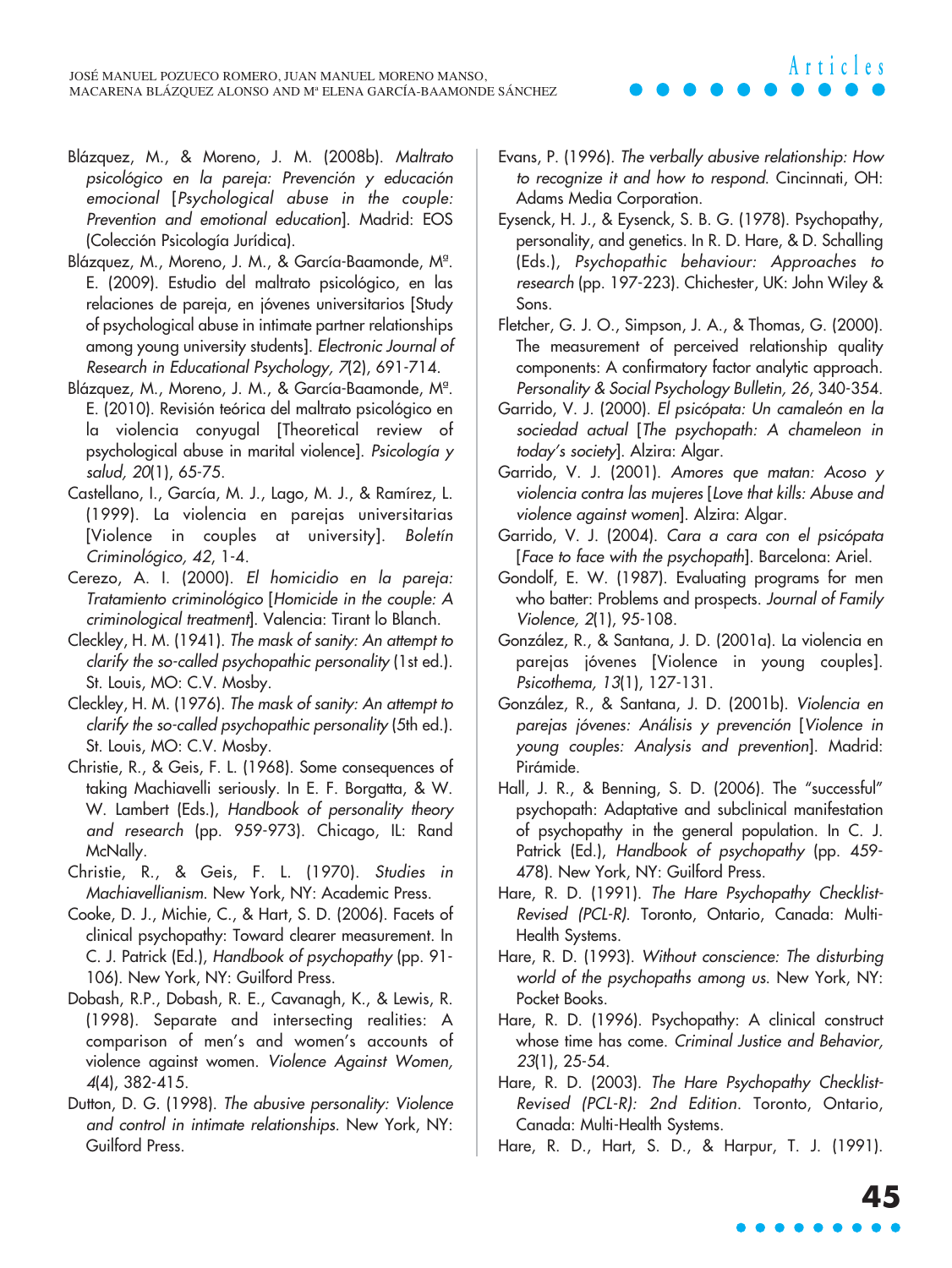Blázquez, M., & Moreno, J. M. (2008b). *Maltrato psicológico en la pareja: Prevención y educación emocional* [*Psychological abuse in the couple: Prevention and emotional education*]. Madrid: EOS (Colección Psicología Jurídica).

Blázquez, M., Moreno, J. M., & García-Baamonde, Mª. E. (2009). Estudio del maltrato psicológico, en las relaciones de pareja, en jóvenes universitarios [Study of psychological abuse in intimate partner relationships among young university students]. *Electronic Journal of Research in Educational Psychology, 7*(2), 691-714.

Blázquez, M., Moreno, J. M., & García-Baamonde, Mª. E. (2010). Revisión teórica del maltrato psicológico en la violencia conyugal [Theoretical review of psychological abuse in marital violence]. *Psicología y salud, 20*(1), 65-75.

Castellano, I., García, M. J., Lago, M. J., & Ramírez, L. (1999). La violencia en parejas universitarias [Violence in couples at university]. *Boletín Criminológico, 42*, 1-4.

Cerezo, A. I. (2000). *El homicidio en la pareja: Tratamiento criminológico* [*Homicide in the couple: A criminological treatment*]. Valencia: Tirant lo Blanch.

Cleckley, H. M. (1941). *The mask of sanity: An attempt to clarify the so-called psychopathic personality* (1st ed.). St. Louis, MO: C.V. Mosby.

Cleckley, H. M. (1976). *The mask of sanity: An attempt to clarify the so-called psychopathic personality* (5th ed.). St. Louis, MO: C.V. Mosby.

Christie, R., & Geis, F. L. (1968). Some consequences of taking Machiavelli seriously. In E. F. Borgatta, & W. W. Lambert (Eds.), *Handbook of personality theory and research* (pp. 959-973). Chicago, IL: Rand McNally.

Christie, R., & Geis, F. L. (1970). *Studies in Machiavellianism*. New York, NY: Academic Press.

Cooke, D. J., Michie, C., & Hart, S. D. (2006). Facets of clinical psychopathy: Toward clearer measurement. In C. J. Patrick (Ed.), *Handbook of psychopathy* (pp. 91-106). New York, NY: Guilford Press.

Dobash, R.P., Dobash, R. E., Cavanagh, K., & Lewis, R. (1998). Separate and intersecting realities: A comparison of men's and women's accounts of violence against women. *Violence Against Women, 4*(4), 382-415.

Dutton, D. G. (1998). *The abusive personality: Violence and control in intimate relationships.* New York, NY: Guilford Press.

Evans, P. (1996). *The verbally abusive relationship: How to recognize it and how to respond*. Cincinnati, OH: Adams Media Corporation.

Eysenck, H. J., & Eysenck, S. B. G. (1978). Psychopathy, personality, and genetics. In R. D. Hare, & D. Schalling (Eds.), *Psychopathic behaviour: Approaches to research* (pp. 197-223). Chichester, UK: John Wiley & Sons.

Fletcher, G. J. O., Simpson, J. A., & Thomas, G. (2000). The measurement of perceived relationship quality components: A confirmatory factor analytic approach. *Personality & Social Psychology Bulletin, 26*, 340-354.

Garrido, V. J. (2000). *El psicópata: Un camaleón en la sociedad actual* [*The psychopath: A chameleon in today's society*]. Alzira: Algar.

Garrido, V. J. (2001). *Amores que matan: Acoso y violencia contra las mujeres* [*Love that kills: Abuse and violence against women*]. Alzira: Algar.

Garrido, V. J. (2004). *Cara a cara con el psicópata* [*Face to face with the psychopath*]. Barcelona: Ariel.

Gondolf, E. W. (1987). Evaluating programs for men who batter: Problems and prospects. *Journal of Family Violence, 2*(1), 95-108.

González, R., & Santana, J. D. (2001a). La violencia en parejas jóvenes [Violence in young couples]. *Psicothema, 13*(1), 127-131.

González, R., & Santana, J. D. (2001b). *Violencia en parejas jóvenes: Análisis y prevención* [*Violence in young couples: Analysis and prevention*]. Madrid: Pirámide.

Hall, J. R., & Benning, S. D. (2006). The "successful" psychopath: Adaptative and subclinical manifestation of psychopathy in the general population. In C. J. Patrick (Ed.), *Handbook of psychopathy* (pp. 459-478). New York, NY: Guilford Press.

Hare, R. D. (1991). *The Hare Psychopathy Checklist-Revised (PCL-R)*. Toronto, Ontario, Canada: Multi-Health Systems.

Hare, R. D. (1993). *Without conscience: The disturbing world of the psychopaths among us.* New York, NY: Pocket Books.

Hare, R. D. (1996). Psychopathy: A clinical construct whose time has come. *Criminal Justice and Behavior, 23*(1), 25-54.

Hare, R. D. (2003). *The Hare Psychopathy Checklist-Revised (PCL-R): 2nd Edition*. Toronto, Ontario, Canada: Multi-Health Systems.

Hare, R. D., Hart, S. D., & Harpur, T. J. (1991).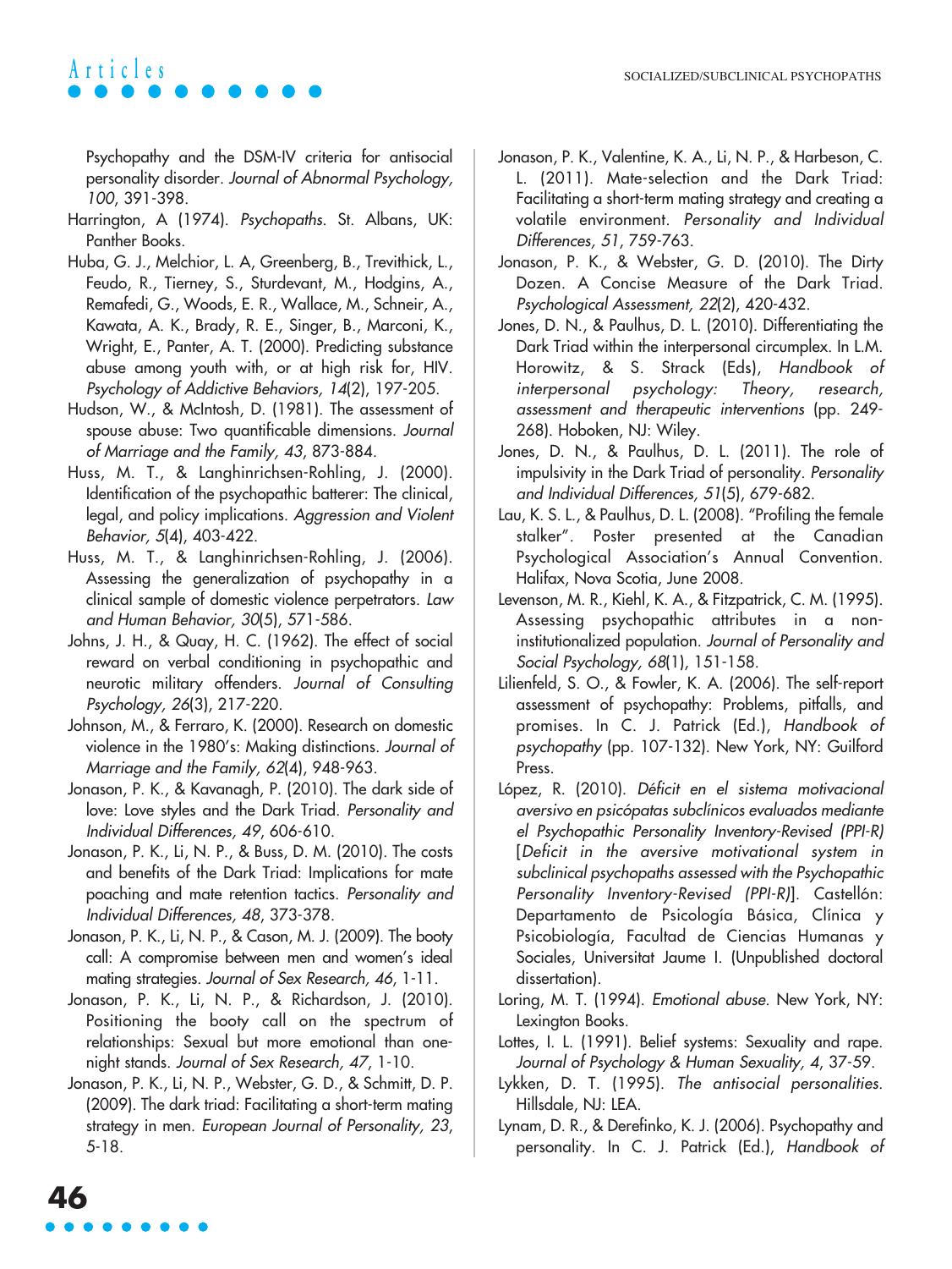Psychopathy and the DSM-IV criteria for antisocial personality disorder. *Journal of Abnormal Psychology, 100*, 391-398.

Harrington, A (1974). *Psychopaths*. St. Albans, UK: Panther Books.

Huba, G. J., Melchior, L. A, Greenberg, B., Trevithick, L., Feudo, R., Tierney, S., Sturdevant, M., Hodgins, A., Remafedi, G., Woods, E. R., Wallace, M., Schneir, A., Kawata, A. K., Brady, R. E., Singer, B., Marconi, K., Wright, E., Panter, A. T. (2000). Predicting substance abuse among youth with, or at high risk for, HIV. *Psychology of Addictive Behaviors, 14*(2), 197-205.

Hudson, W., & McIntosh, D. (1981). The assessment of spouse abuse: Two quantificable dimensions. *Journal of Marriage and the Family, 43*, 873-884.

Huss, M. T., & Langhinrichsen-Rohling, J. (2000). Identification of the psychopathic batterer: The clinical, legal, and policy implications. *Aggression and Violent Behavior, 5*(4), 403-422.

Huss, M. T., & Langhinrichsen-Rohling, J. (2006). Assessing the generalization of psychopathy in a clinical sample of domestic violence perpetrators. *Law and Human Behavior, 30*(5), 571-586.

Johns, J. H., & Quay, H. C. (1962). The effect of social reward on verbal conditioning in psychopathic and neurotic military offenders. *Journal of Consulting Psychology, 26*(3), 217-220.

Johnson, M., & Ferraro, K. (2000). Research on domestic violence in the 1980's: Making distinctions. *Journal of Marriage and the Family, 62*(4), 948-963.

Jonason, P. K., & Kavanagh, P. (2010). The dark side of love: Love styles and the Dark Triad. *Personality and Individual Differences, 49*, 606-610.

Jonason, P. K., Li, N. P., & Buss, D. M. (2010). The costs and benefits of the Dark Triad: Implications for mate poaching and mate retention tactics. *Personality and Individual Differences, 48*, 373-378.

Jonason, P. K., Li, N. P., & Cason, M. J. (2009). The booty call: A compromise between men and women's ideal mating strategies. *Journal of Sex Research, 46*, 1-11.

Jonason, P. K., Li, N. P., & Richardson, J. (2010). Positioning the booty call on the spectrum of relationships: Sexual but more emotional than one-night stands. *Journal of Sex Research, 47*, 1-10.

Jonason, P. K., Li, N. P., Webster, G. D., & Schmitt, D. P. (2009). The dark triad: Facilitating a short-term mating strategy in men. *European Journal of Personality, 23*, 5-18.

Jonason, P. K., Valentine, K. A., Li, N. P., & Harbeson, C. L. (2011). Mate-selection and the Dark Triad: Facilitating a short-term mating strategy and creating a volatile environment. *Personality and Individual Differences, 51*, 759-763.

Jonason, P. K., & Webster, G. D. (2010). The Dirty Dozen. A Concise Measure of the Dark Triad. *Psychological Assessment, 22*(2), 420-432.

Jones, D. N., & Paulhus, D. L. (2010). Differentiating the Dark Triad within the interpersonal circumplex. In L.M. Horowitz, & S. Strack (Eds), *Handbook of interpersonal psychology: Theory, research, assessment and therapeutic interventions* (pp. 249-268). Hoboken, NJ: Wiley.

Jones, D. N., & Paulhus, D. L. (2011). The role of impulsivity in the Dark Triad of personality. *Personality and Individual Differences, 51*(5), 679-682.

Lau, K. S. L., & Paulhus, D. L. (2008). "Profiling the female stalker". Poster presented at the Canadian Psychological Association's Annual Convention. Halifax, Nova Scotia, June 2008.

Levenson, M. R., Kiehl, K. A., & Fitzpatrick, C. M. (1995). Assessing psychopathic attributes in a non-institutionalized population. *Journal of Personality and Social Psychology, 68*(1), 151-158.

Lilienfeld, S. O., & Fowler, K. A. (2006). The self-report assessment of psychopathy: Problems, pitfalls, and promises. In C. J. Patrick (Ed.), *Handbook of psychopathy* (pp. 107-132). New York, NY: Guilford Press.

López, R. (2010). *Déficit en el sistema motivacional aversivo en psicópatas subclínicos evaluados mediante el Psychopathic Personality Inventory-Revised (PPI-R)* [*Deficit in the aversive motivational system in subclinical psychopaths assessed with the Psychopathic Personality Inventory-Revised (PPI-R)*]. Castellón: Departamento de Psicología Básica, Clínica y Psicobiología, Facultad de Ciencias Humanas y Sociales, Universitat Jaume I. (Unpublished doctoral dissertation).

Loring, M. T. (1994). *Emotional abuse*. New York, NY: Lexington Books.

Lottes, I. L. (1991). Belief systems: Sexuality and rape. *Journal of Psychology & Human Sexuality, 4*, 37-59.

Lykken, D. T. (1995). *The antisocial personalities*. Hillsdale, NJ: LEA.

Lynam, D. R., & Derefinko, K. J. (2006). Psychopathy and personality. In C. J. Patrick (Ed.), *Handbook of*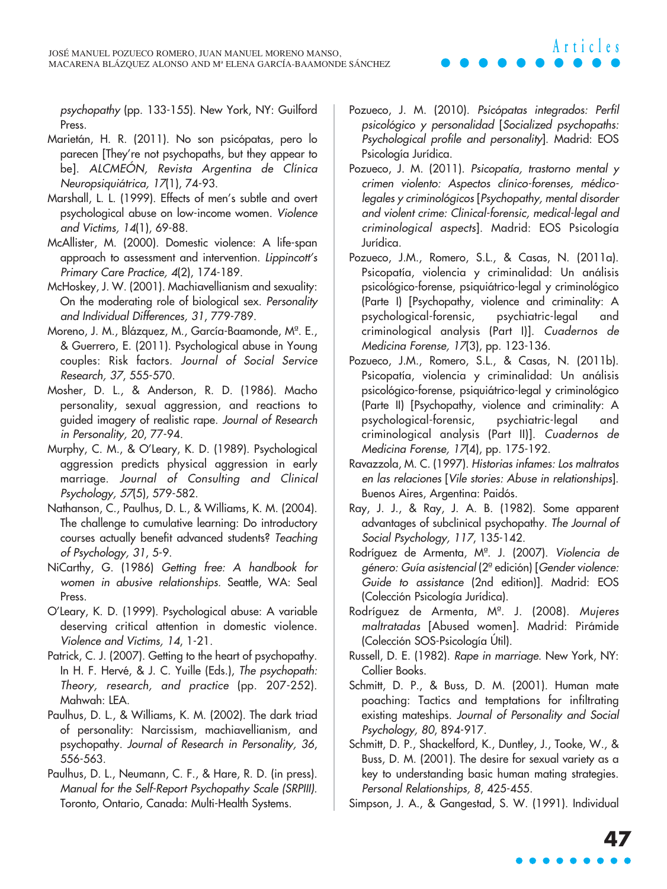*psychopathy* (pp. 133-155). New York, NY: Guilford Press.

Marietán, H. R. (2011). No son psicópatas, pero lo parecen [They're not psychopaths, but they appear to be]. *ALCMEÓN, Revista Argentina de Clínica Neuropsiquiátrica, 17*(1), 74-93.

Marshall, L. L. (1999). Effects of men's subtle and overt psychological abuse on low-income women. *Violence and Victims, 14*(1), 69-88.

McAllister, M. (2000). Domestic violence: A life-span approach to assessment and intervention. *Lippincott's Primary Care Practice, 4*(2), 174-189.

McHoskey, J. W. (2001). Machiavellianism and sexuality: On the moderating role of biological sex. *Personality and Individual Differences, 31*, 779-789.

Moreno, J. M., Blázquez, M., García-Baamonde, Mª. E., & Guerrero, E. (2011). Psychological abuse in Young couples: Risk factors. *Journal of Social Service Research, 37*, 555-570.

Mosher, D. L., & Anderson, R. D. (1986). Macho personality, sexual aggression, and reactions to guided imagery of realistic rape. *Journal of Research in Personality, 20*, 77-94.

Murphy, C. M., & O'Leary, K. D. (1989). Psychological aggression predicts physical aggression in early marriage. *Journal of Consulting and Clinical Psychology, 57*(5), 579-582.

Nathanson, C., Paulhus, D. L., & Williams, K. M. (2004). The challenge to cumulative learning: Do introductory courses actually benefit advanced students? *Teaching of Psychology, 31*, 5-9.

NiCarthy, G. (1986) *Getting free: A handbook for women in abusive relationships*. Seattle, WA: Seal Press.

O'Leary, K. D. (1999). Psychological abuse: A variable deserving critical attention in domestic violence. *Violence and Victims, 14*, 1-21.

Patrick, C. J. (2007). Getting to the heart of psychopathy. In H. F. Hervé, & J. C. Yuille (Eds.), *The psychopath: Theory, research, and practice* (pp. 207-252). Mahwah: LEA.

Paulhus, D. L., & Williams, K. M. (2002). The dark triad of personality: Narcissism, machiavellianism, and psychopathy. *Journal of Research in Personality, 36*, 556-563.

Paulhus, D. L., Neumann, C. F., & Hare, R. D. (in press). *Manual for the Self-Report Psychopathy Scale (SRPIII)*. Toronto, Ontario, Canada: Multi-Health Systems.

Pozueco, J. M. (2010). *Psicópatas integrados: Perfil psicológico y personalidad* [*Socialized psychopaths: Psychological profile and personality*]. Madrid: EOS Psicología Jurídica.

Pozueco, J. M. (2011). *Psicopatía, trastorno mental y crimen violento: Aspectos clínico-forenses, médico-legales y criminológicos* [*Psychopathy, mental disorder and violent crime: Clinical-forensic, medical-legal and criminological aspects*]. Madrid: EOS Psicología Jurídica.

Pozueco, J.M., Romero, S.L., & Casas, N. (2011a). Psicopatía, violencia y criminalidad: Un análisis psicológico-forense, psiquiátrico-legal y criminológico (Parte I) [Psychopathy, violence and criminality: A psychological-forensic, psychiatric-legal and criminological analysis (Part I)]. *Cuadernos de Medicina Forense, 17*(3), pp. 123-136.

Pozueco, J.M., Romero, S.L., & Casas, N. (2011b). Psicopatía, violencia y criminalidad: Un análisis psicológico-forense, psiquiátrico-legal y criminológico (Parte II) [Psychopathy, violence and criminality: A psychological-forensic, psychiatric-legal and criminological analysis (Part II)]. *Cuadernos de Medicina Forense, 17*(4), pp. 175-192.

Ravazzola, M. C. (1997). *Historias infames: Los maltratos en las relaciones* [*Vile stories: Abuse in relationships*]. Buenos Aires, Argentina: Paidós.

Ray, J. J., & Ray, J. A. B. (1982). Some apparent advantages of subclinical psychopathy. *The Journal of Social Psychology, 117*, 135-142.

Rodríguez de Armenta, Mª. J. (2007). *Violencia de género: Guía asistencial* (2ª edición) [*Gender violence: Guide to assistance* (2nd edition)]. Madrid: EOS (Colección Psicología Jurídica).

Rodríguez de Armenta, Mª. J. (2008). *Mujeres maltratadas* [Abused women]. Madrid: Pirámide (Colección SOS-Psicología Útil).

Russell, D. E. (1982). *Rape in marriage*. New York, NY: Collier Books.

Schmitt, D. P., & Buss, D. M. (2001). Human mate poaching: Tactics and temptations for infiltrating existing mateships. *Journal of Personality and Social Psychology, 80*, 894-917.

Schmitt, D. P., Shackelford, K., Duntley, J., Tooke, W., & Buss, D. M. (2001). The desire for sexual variety as a key to understanding basic human mating strategies. *Personal Relationships, 8*, 425-455.

Simpson, J. A., & Gangestad, S. W. (1991). Individual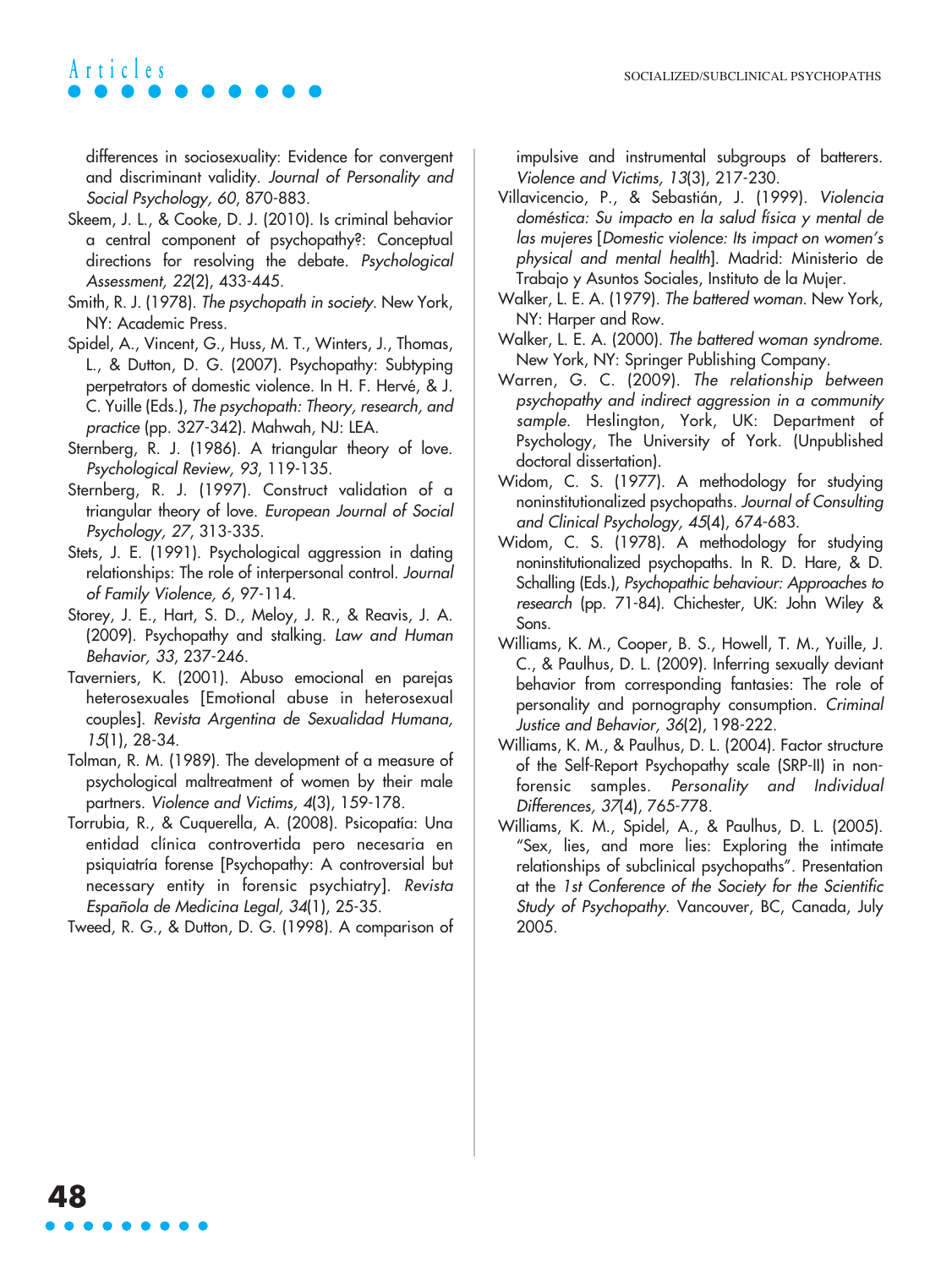differences in sociosexuality: Evidence for convergent and discriminant validity. *Journal of Personality and Social Psychology, 60*, 870-883.

Skeem, J. L., & Cooke, D. J. (2010). Is criminal behavior a central component of psychopathy?: Conceptual directions for resolving the debate. *Psychological Assessment, 22*(2), 433-445.

Smith, R. J. (1978). *The psychopath in society*. New York, NY: Academic Press.

Spidel, A., Vincent, G., Huss, M. T., Winters, J., Thomas, L., & Dutton, D. G. (2007). Psychopathy: Subtyping perpetrators of domestic violence. In H. F. Hervé, & J. C. Yuille (Eds.), *The psychopath: Theory, research, and practice* (pp. 327-342). Mahwah, NJ: LEA.

Sternberg, R. J. (1986). A triangular theory of love. *Psychological Review, 93*, 119-135.

Sternberg, R. J. (1997). Construct validation of a triangular theory of love. *European Journal of Social Psychology, 27*, 313-335.

Stets, J. E. (1991). Psychological aggression in dating relationships: The role of interpersonal control. *Journal of Family Violence, 6*, 97-114.

Storey, J. E., Hart, S. D., Meloy, J. R., & Reavis, J. A. (2009). Psychopathy and stalking. *Law and Human Behavior, 33*, 237-246.

Taverniers, K. (2001). Abuso emocional en parejas heterosexuales [Emotional abuse in heterosexual couples]. *Revista Argentina de Sexualidad Humana, 15*(1), 28-34.

Tolman, R. M. (1989). The development of a measure of psychological maltreatment of women by their male partners. *Violence and Victims, 4*(3), 159-178.

Torrubia, R., & Cuquerella, A. (2008). Psicopatía: Una entidad clínica controvertida pero necesaria en psiquiatría forense [Psychopathy: A controversial but necessary entity in forensic psychiatry]. *Revista Española de Medicina Legal, 34*(1), 25-35.

Tweed, R. G., & Dutton, D. G. (1998). A comparison of impulsive and instrumental subgroups of batterers. *Violence and Victims, 13*(3), 217-230.

Villavicencio, P., & Sebastián, J. (1999). *Violencia doméstica: Su impacto en la salud física y mental de las mujeres* [*Domestic violence: Its impact on women's physical and mental health*]. Madrid: Ministerio de Trabajo y Asuntos Sociales, Instituto de la Mujer.

Walker, L. E. A. (1979). *The battered woman*. New York, NY: Harper and Row.

Walker, L. E. A. (2000). *The battered woman syndrome*. New York, NY: Springer Publishing Company.

Warren, G. C. (2009). *The relationship between psychopathy and indirect aggression in a community sample*. Heslington, York, UK: Department of Psychology, The University of York. (Unpublished doctoral dissertation).

Widom, C. S. (1977). A methodology for studying noninstitutionalized psychopaths. *Journal of Consulting and Clinical Psychology, 45*(4), 674-683.

Widom, C. S. (1978). A methodology for studying noninstitutionalized psychopaths. In R. D. Hare, & D. Schalling (Eds.), *Psychopathic behaviour: Approaches to research* (pp. 71-84). Chichester, UK: John Wiley & Sons.

Williams, K. M., Cooper, B. S., Howell, T. M., Yuille, J. C., & Paulhus, D. L. (2009). Inferring sexually deviant behavior from corresponding fantasies: The role of personality and pornography consumption. *Criminal Justice and Behavior, 36*(2), 198-222.

Williams, K. M., & Paulhus, D. L. (2004). Factor structure of the Self-Report Psychopathy scale (SRP-II) in non-forensic samples. *Personality and Individual Differences, 37*(4), 765-778.

Williams, K. M., Spidel, A., & Paulhus, D. L. (2005). "Sex, lies, and more lies: Exploring the intimate relationships of subclinical psychopaths". Presentation at the *1st Conference of the Society for the Scientific Study of Psychopathy*. Vancouver, BC, Canada, July 2005.